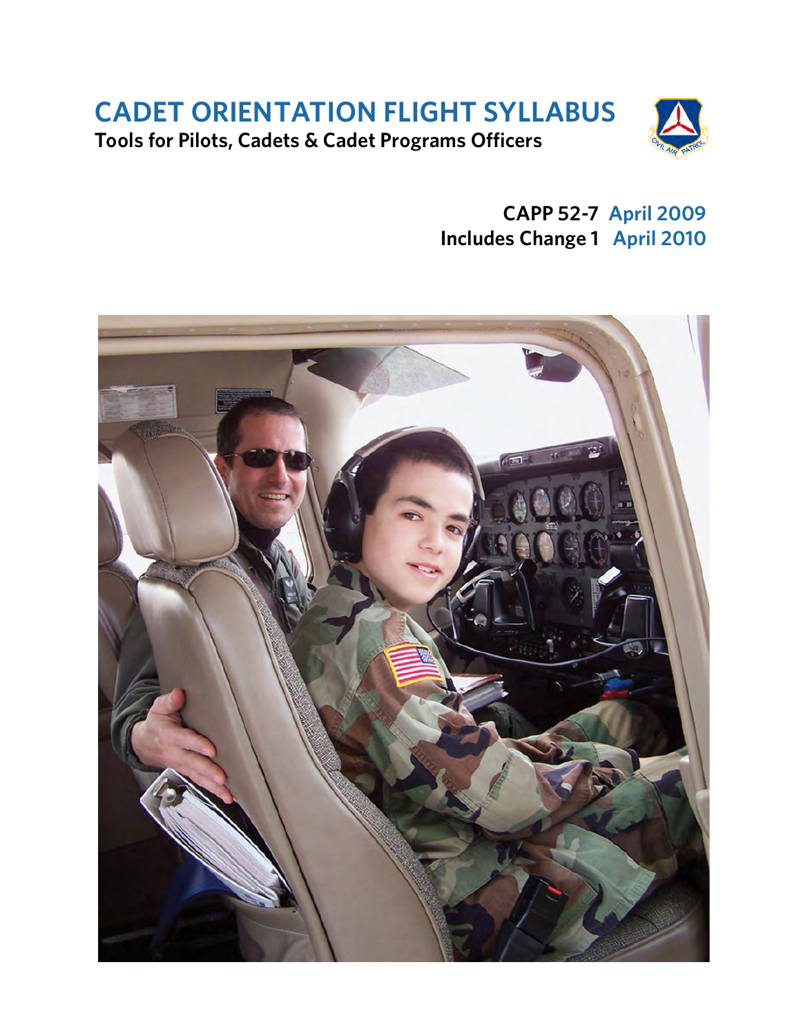# CADET ORIENTATION FLIGHT SYLLABUS

**Tools for Pilots, Cadets & Cadet Programs Officers**

**CAPP 52-7 April 2009**
**Includes Change 1 April 2010**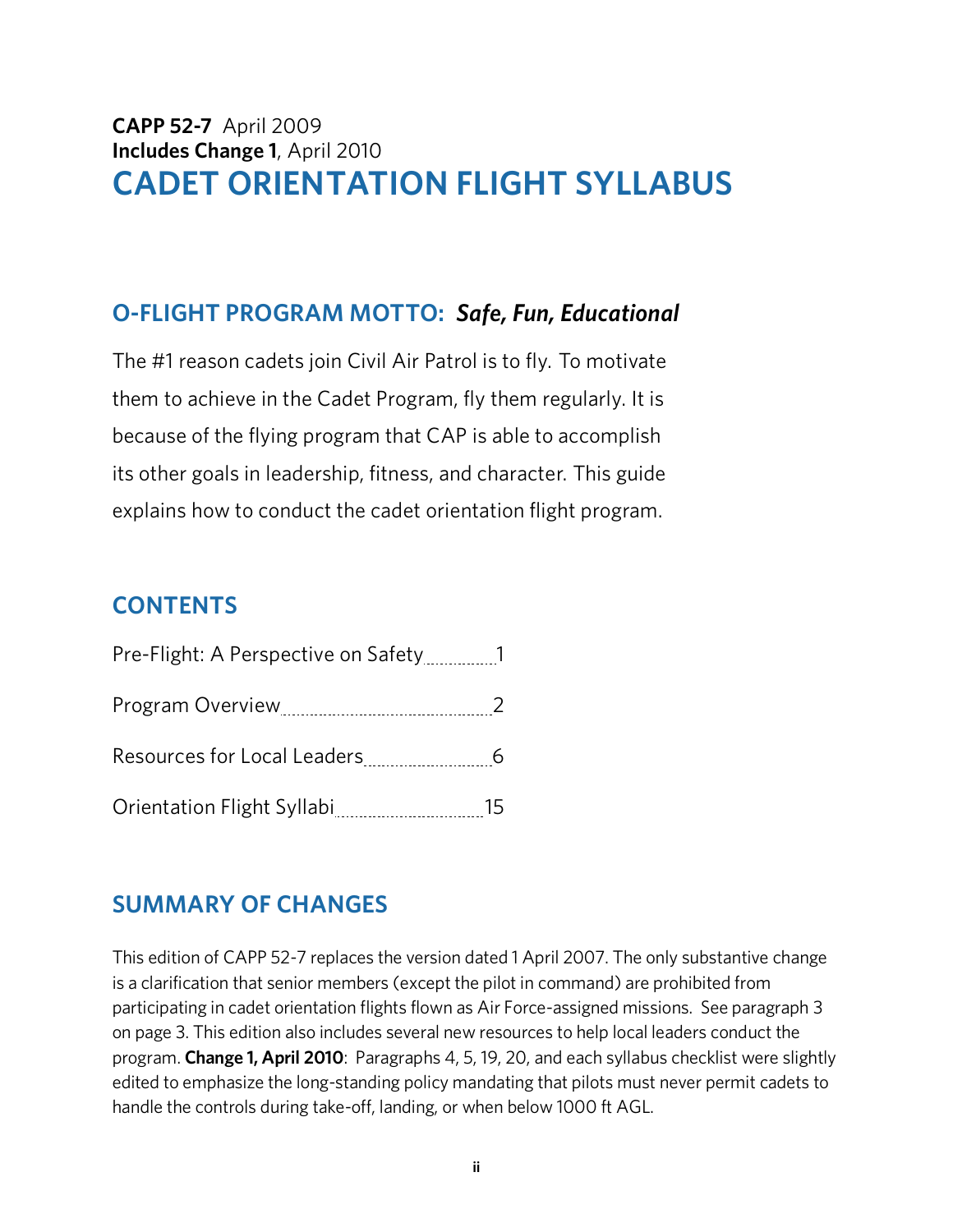**CAPP 52-7** April 2009
**Includes Change 1**, April 2010

# CADET ORIENTATION FLIGHT SYLLABUS

## O-FLIGHT PROGRAM MOTTO: *Safe, Fun, Educational*

The #1 reason cadets join Civil Air Patrol is to fly. To motivate them to achieve in the Cadet Program, fly them regularly. It is because of the flying program that CAP is able to accomplish its other goals in leadership, fitness, and character. This guide explains how to conduct the cadet orientation flight program.

## CONTENTS

Pre-Flight: A Perspective on Safety ........ 1

Program Overview ........ 2

Resources for Local Leaders ........ 6

Orientation Flight Syllabi ........ 15

## SUMMARY OF CHANGES

This edition of CAPP 52-7 replaces the version dated 1 April 2007. The only substantive change is a clarification that senior members (except the pilot in command) are prohibited from participating in cadet orientation flights flown as Air Force-assigned missions. See paragraph 3 on page 3. This edition also includes several new resources to help local leaders conduct the program. **Change 1, April 2010**: Paragraphs 4, 5, 19, 20, and each syllabus checklist were slightly edited to emphasize the long-standing policy mandating that pilots must never permit cadets to handle the controls during take-off, landing, or when below 1000 ft AGL.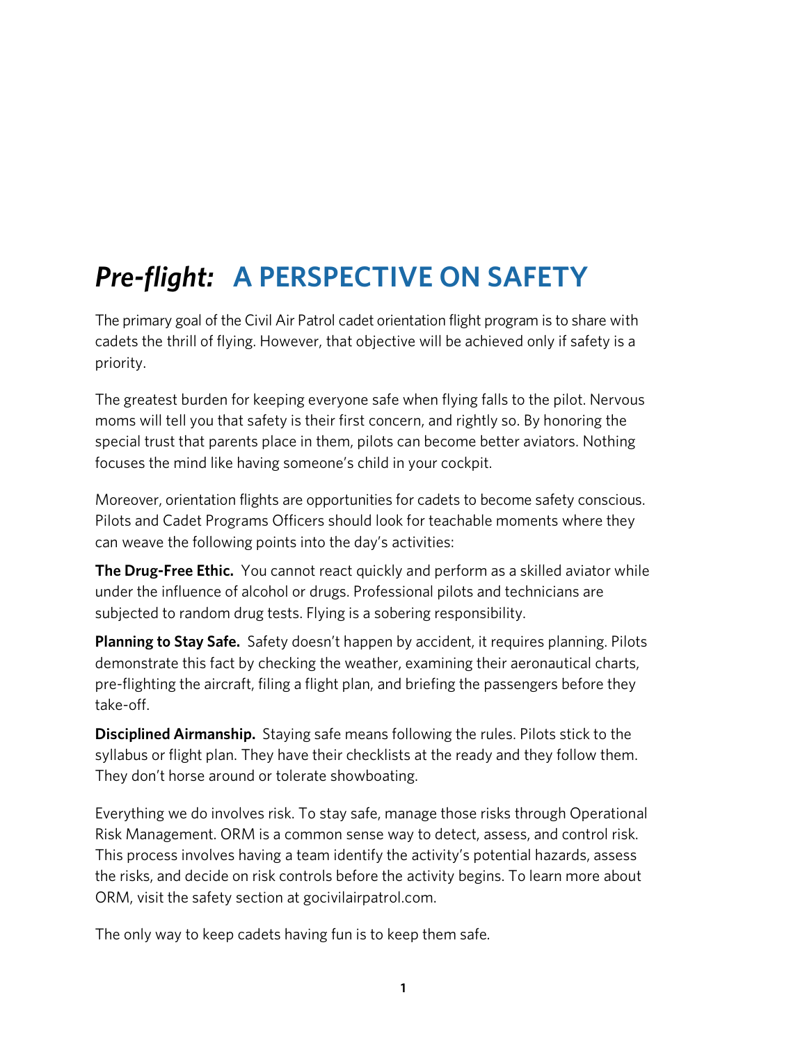# *Pre-flight:* A PERSPECTIVE ON SAFETY

The primary goal of the Civil Air Patrol cadet orientation flight program is to share with cadets the thrill of flying. However, that objective will be achieved only if safety is a priority.

The greatest burden for keeping everyone safe when flying falls to the pilot. Nervous moms will tell you that safety is their first concern, and rightly so. By honoring the special trust that parents place in them, pilots can become better aviators. Nothing focuses the mind like having someone's child in your cockpit.

Moreover, orientation flights are opportunities for cadets to become safety conscious. Pilots and Cadet Programs Officers should look for teachable moments where they can weave the following points into the day's activities:

**The Drug-Free Ethic.** You cannot react quickly and perform as a skilled aviator while under the influence of alcohol or drugs. Professional pilots and technicians are subjected to random drug tests. Flying is a sobering responsibility.

**Planning to Stay Safe.** Safety doesn't happen by accident, it requires planning. Pilots demonstrate this fact by checking the weather, examining their aeronautical charts, pre-flighting the aircraft, filing a flight plan, and briefing the passengers before they take-off.

**Disciplined Airmanship.** Staying safe means following the rules. Pilots stick to the syllabus or flight plan. They have their checklists at the ready and they follow them. They don't horse around or tolerate showboating.

Everything we do involves risk. To stay safe, manage those risks through Operational Risk Management. ORM is a common sense way to detect, assess, and control risk. This process involves having a team identify the activity's potential hazards, assess the risks, and decide on risk controls before the activity begins. To learn more about ORM, visit the safety section at gocivilairpatrol.com.

The only way to keep cadets having fun is to keep them safe.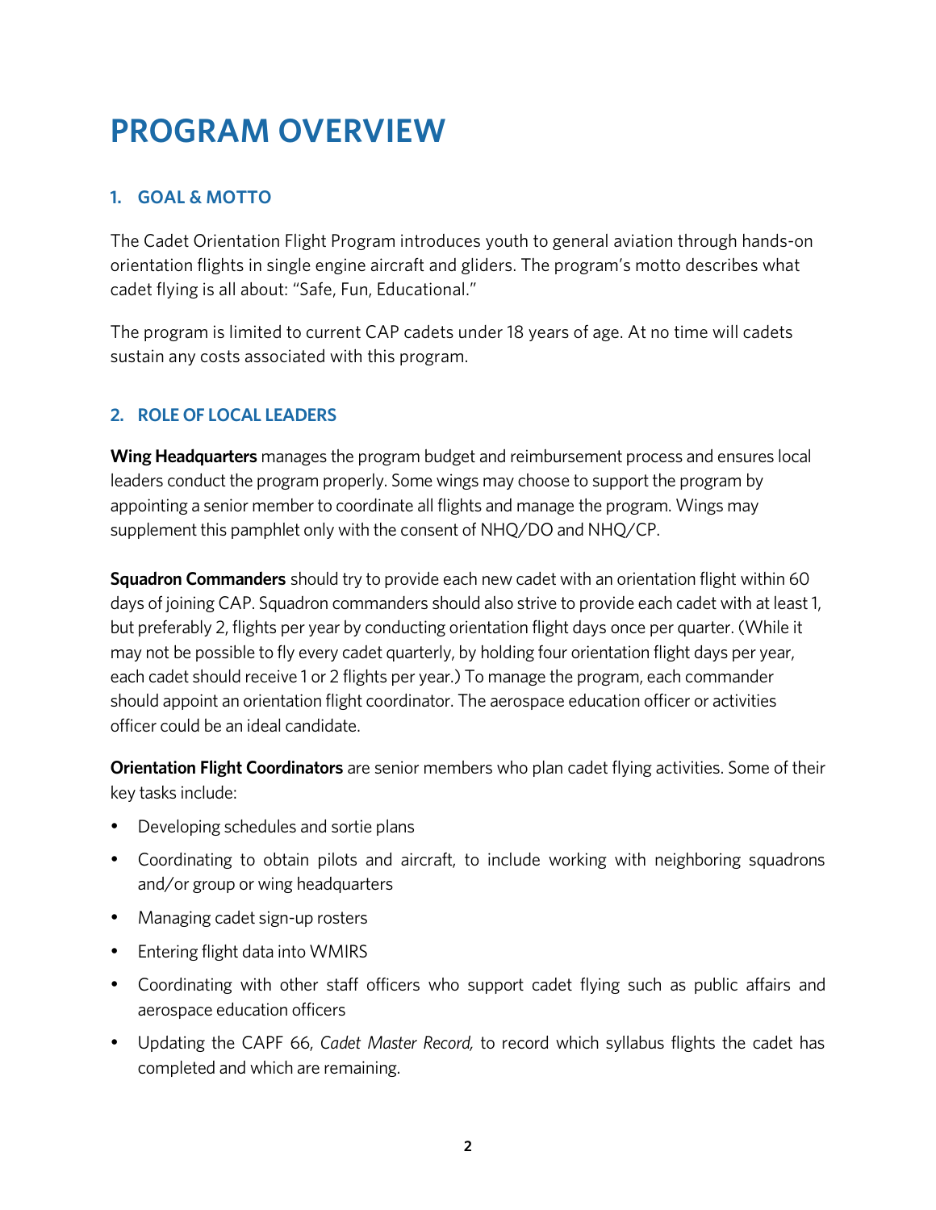# PROGRAM OVERVIEW

## 1. GOAL & MOTTO

The Cadet Orientation Flight Program introduces youth to general aviation through hands-on orientation flights in single engine aircraft and gliders. The program's motto describes what cadet flying is all about: "Safe, Fun, Educational."

The program is limited to current CAP cadets under 18 years of age. At no time will cadets sustain any costs associated with this program.

## 2. ROLE OF LOCAL LEADERS

**Wing Headquarters** manages the program budget and reimbursement process and ensures local leaders conduct the program properly. Some wings may choose to support the program by appointing a senior member to coordinate all flights and manage the program. Wings may supplement this pamphlet only with the consent of NHQ/DO and NHQ/CP.

**Squadron Commanders** should try to provide each new cadet with an orientation flight within 60 days of joining CAP. Squadron commanders should also strive to provide each cadet with at least 1, but preferably 2, flights per year by conducting orientation flight days once per quarter. (While it may not be possible to fly every cadet quarterly, by holding four orientation flight days per year, each cadet should receive 1 or 2 flights per year.) To manage the program, each commander should appoint an orientation flight coordinator. The aerospace education officer or activities officer could be an ideal candidate.

**Orientation Flight Coordinators** are senior members who plan cadet flying activities. Some of their key tasks include:

- Developing schedules and sortie plans
- Coordinating to obtain pilots and aircraft, to include working with neighboring squadrons and/or group or wing headquarters
- Managing cadet sign-up rosters
- Entering flight data into WMIRS
- Coordinating with other staff officers who support cadet flying such as public affairs and aerospace education officers
- Updating the CAPF 66, *Cadet Master Record,* to record which syllabus flights the cadet has completed and which are remaining.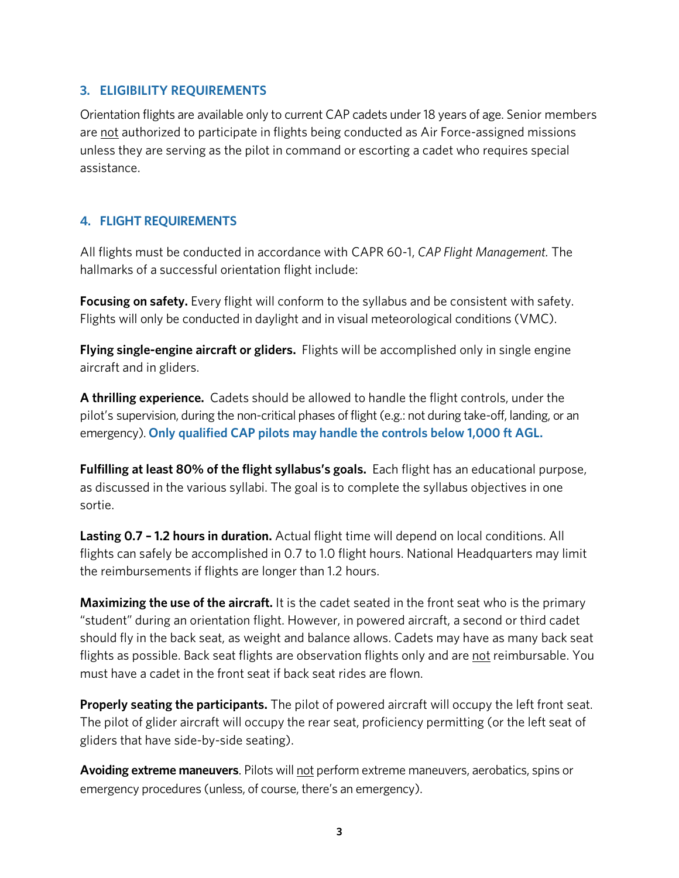## 3. ELIGIBILITY REQUIREMENTS

Orientation flights are available only to current CAP cadets under 18 years of age. Senior members are not authorized to participate in flights being conducted as Air Force-assigned missions unless they are serving as the pilot in command or escorting a cadet who requires special assistance.

## 4. FLIGHT REQUIREMENTS

All flights must be conducted in accordance with CAPR 60-1, *CAP Flight Management.* The hallmarks of a successful orientation flight include:

**Focusing on safety.** Every flight will conform to the syllabus and be consistent with safety. Flights will only be conducted in daylight and in visual meteorological conditions (VMC).

**Flying single-engine aircraft or gliders.** Flights will be accomplished only in single engine aircraft and in gliders.

**A thrilling experience.** Cadets should be allowed to handle the flight controls, under the pilot's supervision, during the non-critical phases of flight (e.g.: not during take-off, landing, or an emergency). **Only qualified CAP pilots may handle the controls below 1,000 ft AGL.**

**Fulfilling at least 80% of the flight syllabus's goals.** Each flight has an educational purpose, as discussed in the various syllabi. The goal is to complete the syllabus objectives in one sortie.

**Lasting 0.7 – 1.2 hours in duration.** Actual flight time will depend on local conditions. All flights can safely be accomplished in 0.7 to 1.0 flight hours. National Headquarters may limit the reimbursements if flights are longer than 1.2 hours.

**Maximizing the use of the aircraft.** It is the cadet seated in the front seat who is the primary "student" during an orientation flight. However, in powered aircraft, a second or third cadet should fly in the back seat, as weight and balance allows. Cadets may have as many back seat flights as possible. Back seat flights are observation flights only and are not reimbursable. You must have a cadet in the front seat if back seat rides are flown.

**Properly seating the participants.** The pilot of powered aircraft will occupy the left front seat. The pilot of glider aircraft will occupy the rear seat, proficiency permitting (or the left seat of gliders that have side-by-side seating).

**Avoiding extreme maneuvers**. Pilots will not perform extreme maneuvers, aerobatics, spins or emergency procedures (unless, of course, there's an emergency).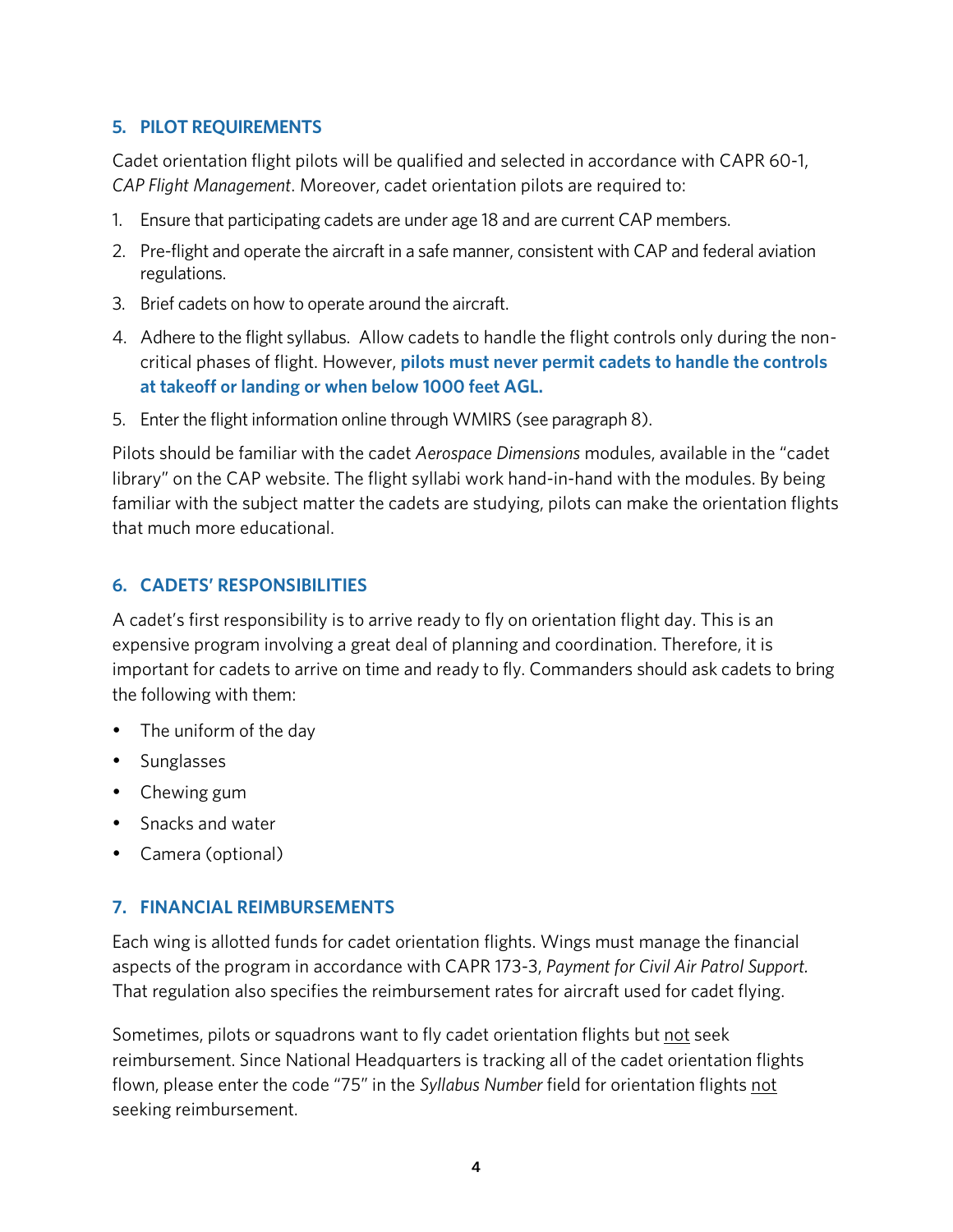## 5. PILOT REQUIREMENTS

Cadet orientation flight pilots will be qualified and selected in accordance with CAPR 60-1, *CAP Flight Management*. Moreover, cadet orientation pilots are required to:

1. Ensure that participating cadets are under age 18 and are current CAP members.
2. Pre-flight and operate the aircraft in a safe manner, consistent with CAP and federal aviation regulations.
3. Brief cadets on how to operate around the aircraft.
4. Adhere to the flight syllabus. Allow cadets to handle the flight controls only during the non-critical phases of flight. However, **pilots must never permit cadets to handle the controls at takeoff or landing or when below 1000 feet AGL.**
5. Enter the flight information online through WMIRS (see paragraph 8).

Pilots should be familiar with the cadet *Aerospace Dimensions* modules, available in the "cadet library" on the CAP website. The flight syllabi work hand-in-hand with the modules. By being familiar with the subject matter the cadets are studying, pilots can make the orientation flights that much more educational.

## 6. CADETS' RESPONSIBILITIES

A cadet's first responsibility is to arrive ready to fly on orientation flight day. This is an expensive program involving a great deal of planning and coordination. Therefore, it is important for cadets to arrive on time and ready to fly. Commanders should ask cadets to bring the following with them:

- The uniform of the day
- Sunglasses
- Chewing gum
- Snacks and water
- Camera (optional)

## 7. FINANCIAL REIMBURSEMENTS

Each wing is allotted funds for cadet orientation flights. Wings must manage the financial aspects of the program in accordance with CAPR 173-3, *Payment for Civil Air Patrol Support.* That regulation also specifies the reimbursement rates for aircraft used for cadet flying.

Sometimes, pilots or squadrons want to fly cadet orientation flights but not seek reimbursement. Since National Headquarters is tracking all of the cadet orientation flights flown, please enter the code "75" in the *Syllabus Number* field for orientation flights not seeking reimbursement.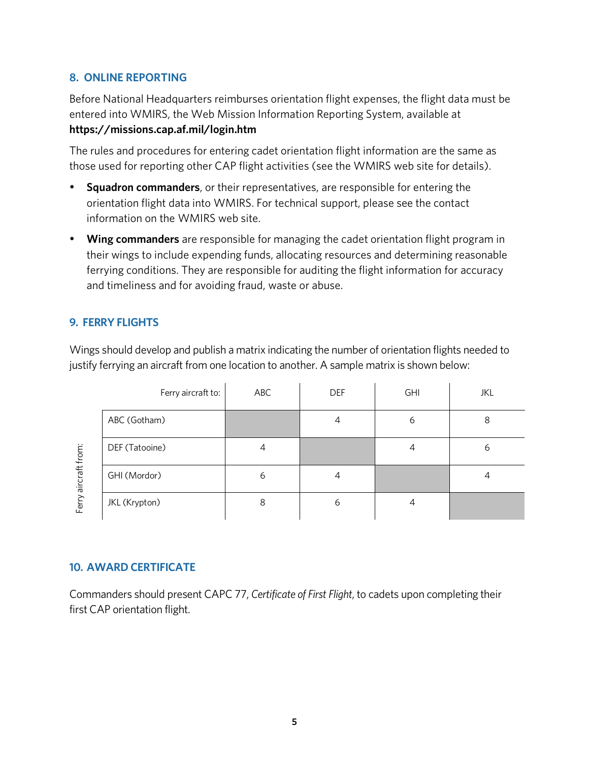## 8. ONLINE REPORTING

Before National Headquarters reimburses orientation flight expenses, the flight data must be entered into WMIRS, the Web Mission Information Reporting System, available at **https://missions.cap.af.mil/login.htm**

The rules and procedures for entering cadet orientation flight information are the same as those used for reporting other CAP flight activities (see the WMIRS web site for details).

- **Squadron commanders**, or their representatives, are responsible for entering the orientation flight data into WMIRS. For technical support, please see the contact information on the WMIRS web site.
- **Wing commanders** are responsible for managing the cadet orientation flight program in their wings to include expending funds, allocating resources and determining reasonable ferrying conditions. They are responsible for auditing the flight information for accuracy and timeliness and for avoiding fraud, waste or abuse.

## 9. FERRY FLIGHTS

Wings should develop and publish a matrix indicating the number of orientation flights needed to justify ferrying an aircraft from one location to another. A sample matrix is shown below:

| Ferry aircraft from: | Ferry aircraft to: | ABC | DEF | GHI | JKL |
|---|---|---|---|---|---|
| | ABC (Gotham) | | 4 | 6 | 8 |
| | DEF (Tatooine) | 4 | | 4 | 6 |
| | GHI (Mordor) | 6 | 4 | | 4 |
| | JKL (Krypton) | 8 | 6 | 4 | |

## 10. AWARD CERTIFICATE

Commanders should present CAPC 77, *Certificate of First Flight*, to cadets upon completing their first CAP orientation flight.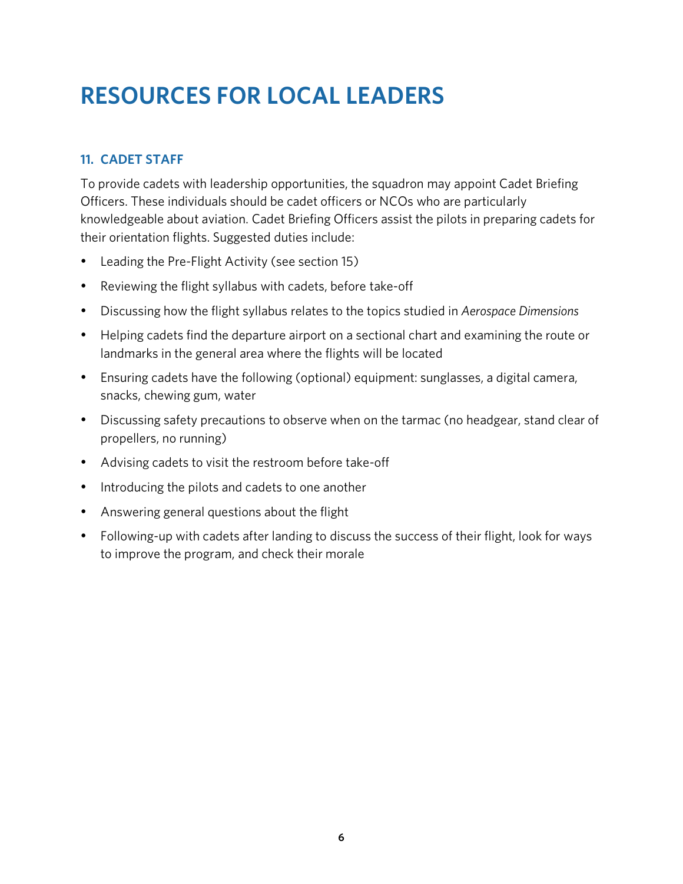# RESOURCES FOR LOCAL LEADERS

### 11. CADET STAFF

To provide cadets with leadership opportunities, the squadron may appoint Cadet Briefing Officers. These individuals should be cadet officers or NCOs who are particularly knowledgeable about aviation. Cadet Briefing Officers assist the pilots in preparing cadets for their orientation flights. Suggested duties include:

- Leading the Pre-Flight Activity (see section 15)
- Reviewing the flight syllabus with cadets, before take-off
- Discussing how the flight syllabus relates to the topics studied in *Aerospace Dimensions*
- Helping cadets find the departure airport on a sectional chart and examining the route or landmarks in the general area where the flights will be located
- Ensuring cadets have the following (optional) equipment: sunglasses, a digital camera, snacks, chewing gum, water
- Discussing safety precautions to observe when on the tarmac (no headgear, stand clear of propellers, no running)
- Advising cadets to visit the restroom before take-off
- Introducing the pilots and cadets to one another
- Answering general questions about the flight
- Following-up with cadets after landing to discuss the success of their flight, look for ways to improve the program, and check their morale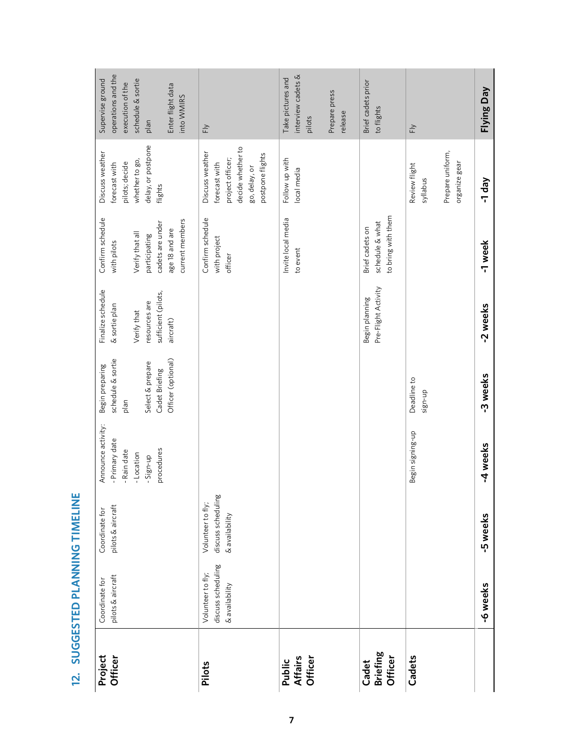## 12. SUGGESTED PLANNING TIMELINE

| | -6 weeks | -5 weeks | -4 weeks | -3 weeks | -2 weeks | -1 week | -1 day | Flying Day |
|---|---|---|---|---|---|---|---|---|
| **Project Officer** | Coordinate for pilots & aircraft | Coordinate for pilots & aircraft | Announce activity: - Primary date - Rain date - Location - Sign-up procedures | Begin preparing schedule & sortie plan<br><br>Select & prepare Cadet Briefing Officer (optional) | Finalize schedule & sortie plan<br><br>Verify that resources are sufficient (pilots, aircraft) | Confirm schedule with pilots<br><br>Verify that all participating cadets are under age 18 and are current members | Discuss weather forecast with pilots; decide whether to go, delay, or postpone flights | Supervise ground operations and the execution of the schedule & sortie plan<br><br>Enter flight data into WMIRS |
| **Pilots** | Volunteer to fly; discuss scheduling & availability | Volunteer to fly; discuss scheduling & availability | | | | Confirm schedule with project officer | Discuss weather forecast with project officer; decide whether to go, delay, or postpone flights | Fly |
| **Public Affairs Officer** | | | | | | Invite local media to event | Follow up with local media | Take pictures and interview cadets & pilots<br><br>Prepare press release |
| **Cadet Briefing Officer** | | | | | Begin planning Pre-Flight Activity | Brief cadets on schedule & what to bring with them | | Brief cadets prior to flights |
| **Cadets** | | | Begin signing-up | Deadline to sign-up | | | Review flight syllabus<br><br>Prepare uniform, organize gear | Fly |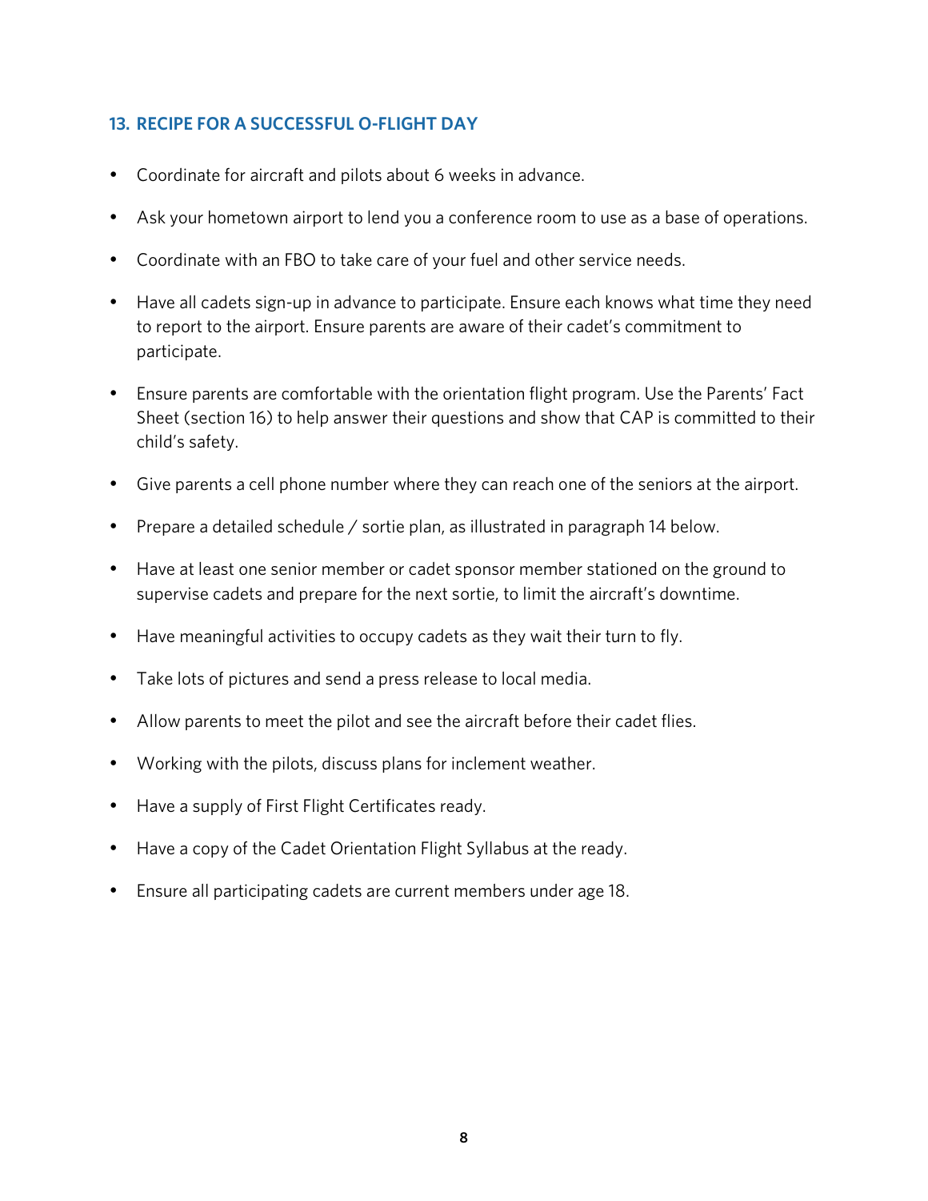## 13. RECIPE FOR A SUCCESSFUL O-FLIGHT DAY

- Coordinate for aircraft and pilots about 6 weeks in advance.
- Ask your hometown airport to lend you a conference room to use as a base of operations.
- Coordinate with an FBO to take care of your fuel and other service needs.
- Have all cadets sign-up in advance to participate. Ensure each knows what time they need to report to the airport. Ensure parents are aware of their cadet's commitment to participate.
- Ensure parents are comfortable with the orientation flight program. Use the Parents' Fact Sheet (section 16) to help answer their questions and show that CAP is committed to their child's safety.
- Give parents a cell phone number where they can reach one of the seniors at the airport.
- Prepare a detailed schedule / sortie plan, as illustrated in paragraph 14 below.
- Have at least one senior member or cadet sponsor member stationed on the ground to supervise cadets and prepare for the next sortie, to limit the aircraft's downtime.
- Have meaningful activities to occupy cadets as they wait their turn to fly.
- Take lots of pictures and send a press release to local media.
- Allow parents to meet the pilot and see the aircraft before their cadet flies.
- Working with the pilots, discuss plans for inclement weather.
- Have a supply of First Flight Certificates ready.
- Have a copy of the Cadet Orientation Flight Syllabus at the ready.
- Ensure all participating cadets are current members under age 18.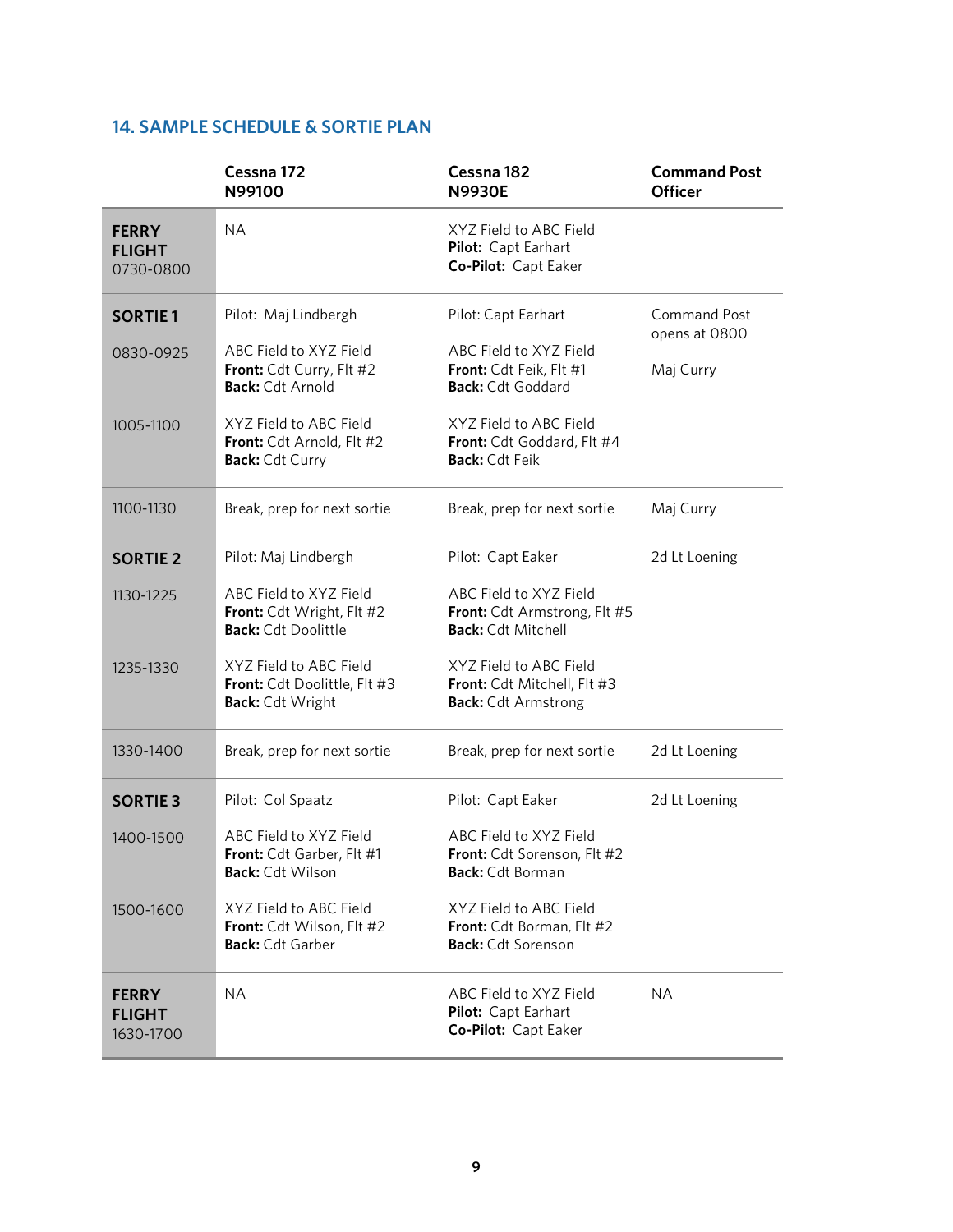## 14. SAMPLE SCHEDULE & SORTIE PLAN

| | Cessna 172 N99100 | Cessna 182 N9930E | Command Post Officer |
|---|---|---|---|
| **FERRY FLIGHT** 0730-0800 | NA | XYZ Field to ABC Field<br>**Pilot:** Capt Earhart<br>**Co-Pilot:** Capt Eaker | |
| **SORTIE 1** | Pilot: Maj Lindbergh | Pilot: Capt Earhart | Command Post opens at 0800 |
| 0830-0925 | ABC Field to XYZ Field<br>**Front:** Cdt Curry, Flt #2<br>**Back:** Cdt Arnold | ABC Field to XYZ Field<br>**Front:** Cdt Feik, Flt #1<br>**Back:** Cdt Goddard | Maj Curry |
| 1005-1100 | XYZ Field to ABC Field<br>**Front:** Cdt Arnold, Flt #2<br>**Back:** Cdt Curry | XYZ Field to ABC Field<br>**Front:** Cdt Goddard, Flt #4<br>**Back:** Cdt Feik | |
| 1100-1130 | Break, prep for next sortie | Break, prep for next sortie | Maj Curry |
| **SORTIE 2** | Pilot: Maj Lindbergh | Pilot: Capt Eaker | 2d Lt Loening |
| 1130-1225 | ABC Field to XYZ Field<br>**Front:** Cdt Wright, Flt #2<br>**Back:** Cdt Doolittle | ABC Field to XYZ Field<br>**Front:** Cdt Armstrong, Flt #5<br>**Back:** Cdt Mitchell | |
| 1235-1330 | XYZ Field to ABC Field<br>**Front:** Cdt Doolittle, Flt #3<br>**Back:** Cdt Wright | XYZ Field to ABC Field<br>**Front:** Cdt Mitchell, Flt #3<br>**Back:** Cdt Armstrong | |
| 1330-1400 | Break, prep for next sortie | Break, prep for next sortie | 2d Lt Loening |
| **SORTIE 3** | Pilot: Col Spaatz | Pilot: Capt Eaker | 2d Lt Loening |
| 1400-1500 | ABC Field to XYZ Field<br>**Front:** Cdt Garber, Flt #1<br>**Back:** Cdt Wilson | ABC Field to XYZ Field<br>**Front:** Cdt Sorenson, Flt #2<br>**Back:** Cdt Borman | |
| 1500-1600 | XYZ Field to ABC Field<br>**Front:** Cdt Wilson, Flt #2<br>**Back:** Cdt Garber | XYZ Field to ABC Field<br>**Front:** Cdt Borman, Flt #2<br>**Back:** Cdt Sorenson | |
| **FERRY FLIGHT** 1630-1700 | NA | ABC Field to XYZ Field<br>**Pilot:** Capt Earhart<br>**Co-Pilot:** Capt Eaker | NA |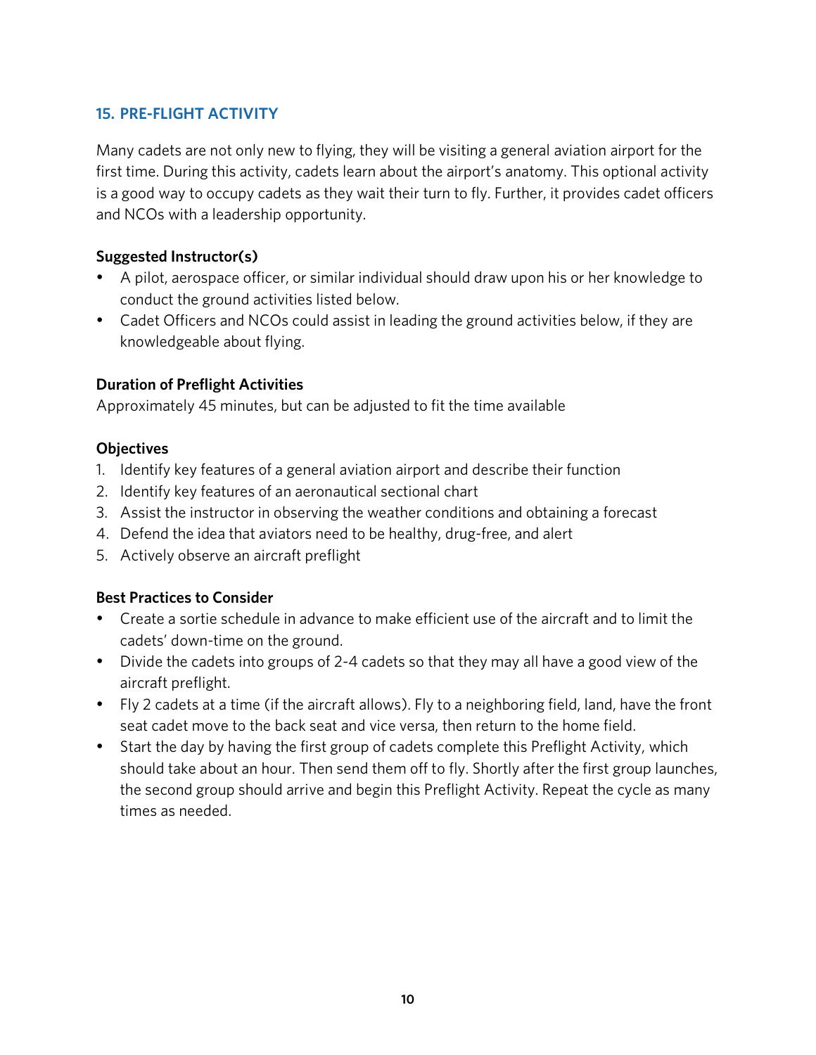## 15. PRE-FLIGHT ACTIVITY

Many cadets are not only new to flying, they will be visiting a general aviation airport for the first time. During this activity, cadets learn about the airport's anatomy. This optional activity is a good way to occupy cadets as they wait their turn to fly. Further, it provides cadet officers and NCOs with a leadership opportunity.

**Suggested Instructor(s)**

- A pilot, aerospace officer, or similar individual should draw upon his or her knowledge to conduct the ground activities listed below.
- Cadet Officers and NCOs could assist in leading the ground activities below, if they are knowledgeable about flying.

**Duration of Preflight Activities**

Approximately 45 minutes, but can be adjusted to fit the time available

**Objectives**

1. Identify key features of a general aviation airport and describe their function
2. Identify key features of an aeronautical sectional chart
3. Assist the instructor in observing the weather conditions and obtaining a forecast
4. Defend the idea that aviators need to be healthy, drug-free, and alert
5. Actively observe an aircraft preflight

**Best Practices to Consider**

- Create a sortie schedule in advance to make efficient use of the aircraft and to limit the cadets' down-time on the ground.
- Divide the cadets into groups of 2-4 cadets so that they may all have a good view of the aircraft preflight.
- Fly 2 cadets at a time (if the aircraft allows). Fly to a neighboring field, land, have the front seat cadet move to the back seat and vice versa, then return to the home field.
- Start the day by having the first group of cadets complete this Preflight Activity, which should take about an hour. Then send them off to fly. Shortly after the first group launches, the second group should arrive and begin this Preflight Activity. Repeat the cycle as many times as needed.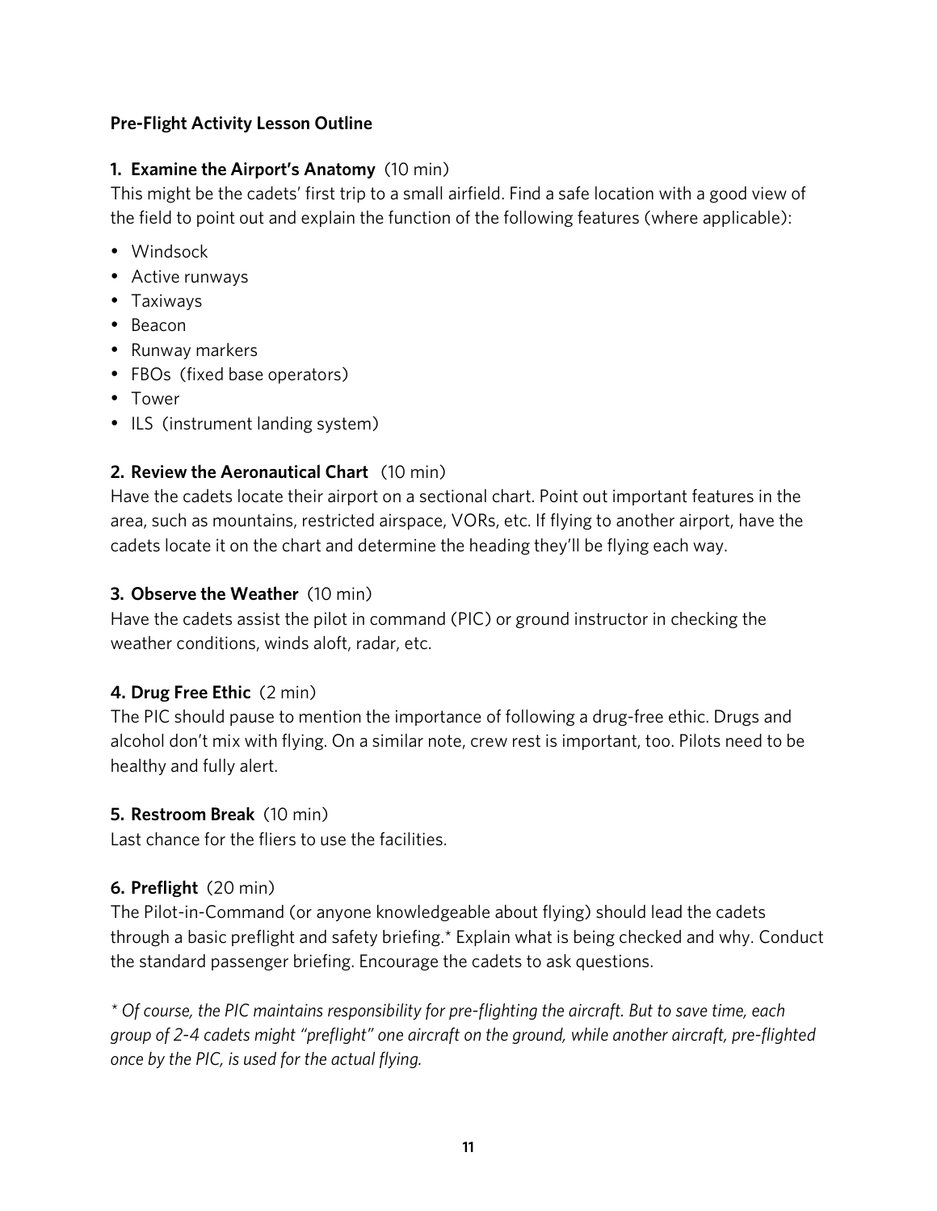**Pre-Flight Activity Lesson Outline**

**1. Examine the Airport's Anatomy** (10 min)

This might be the cadets' first trip to a small airfield. Find a safe location with a good view of the field to point out and explain the function of the following features (where applicable):

- Windsock
- Active runways
- Taxiways
- Beacon
- Runway markers
- FBOs (fixed base operators)
- Tower
- ILS (instrument landing system)

**2. Review the Aeronautical Chart** (10 min)

Have the cadets locate their airport on a sectional chart. Point out important features in the area, such as mountains, restricted airspace, VORs, etc. If flying to another airport, have the cadets locate it on the chart and determine the heading they'll be flying each way.

**3. Observe the Weather** (10 min)

Have the cadets assist the pilot in command (PIC) or ground instructor in checking the weather conditions, winds aloft, radar, etc.

**4. Drug Free Ethic** (2 min)

The PIC should pause to mention the importance of following a drug-free ethic. Drugs and alcohol don't mix with flying. On a similar note, crew rest is important, too. Pilots need to be healthy and fully alert.

**5. Restroom Break** (10 min)

Last chance for the fliers to use the facilities.

**6. Preflight** (20 min)

The Pilot-in-Command (or anyone knowledgeable about flying) should lead the cadets through a basic preflight and safety briefing.* Explain what is being checked and why. Conduct the standard passenger briefing. Encourage the cadets to ask questions.

*\* Of course, the PIC maintains responsibility for pre-flighting the aircraft. But to save time, each group of 2-4 cadets might "preflight" one aircraft on the ground, while another aircraft, pre-flighted once by the PIC, is used for the actual flying.*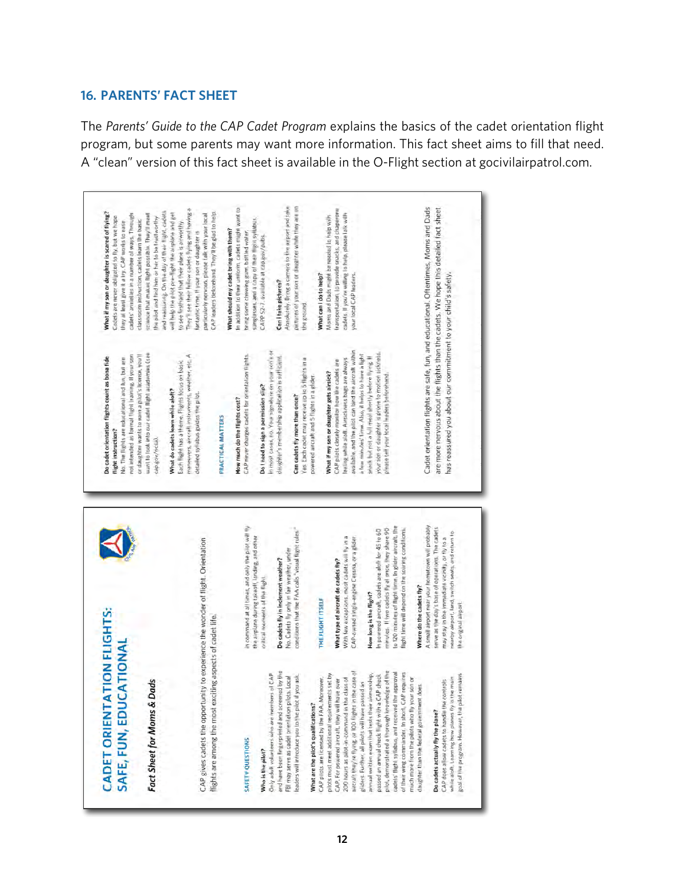## 16. PARENTS' FACT SHEET

The *Parents' Guide to the CAP Cadet Program* explains the basics of the cadet orientation flight program, but some parents may want more information. This fact sheet aims to fill that need. A "clean" version of this fact sheet is available in the O-Flight section at gocivilairpatrol.com.

# CADET ORIENTATION FLIGHTS: SAFE, FUN, EDUCATIONAL

*Fact Sheet for Moms & Dads*

CAP gives cadets the opportunity to experience the wonder of flight. Orientation flights are among the most exciting aspects of cadet life.

### SAFETY QUESTIONS

**Who is the pilot?**
Only adult volunteers who are members of CAP and have been fingerprinted and screened by the FBI may serve as cadet orientation pilots. Local leaders will introduce you to the pilot if you ask.

**What are the pilot's qualifications?**
CAP pilots are licensed by the FAA. Moreover, pilots must meet additional requirements set by CAP. For powered aircraft, they will have over 200 hours as pilot-in-command in the class of aircraft they're flying, or 100 flights in the case of gliders. Further, all pilots will have passed an annual written exam that tests their airmanship, passed an annual check flight with a CAP check pilot, demonstrated a thorough knowledge of the cadets' flight syllabus, and received the approval of their wing commander. In short, CAP requires much more from the pilots who fly your son or daughter than the federal government does.

**Do cadets actually fly the plane?**
CAP does allow cadets to handle the controls while aloft. Learning how planes fly is the main goal of the program. However, the pilot remains in command at all times, and only the pilot will fly the airplane during takeoff, landing, and other critical moments of the flight.

**Do cadets fly in inclement weather?**
No. Cadets fly only in fair weather, under conditions that the FAA calls "visual flight rules."

### THE FLIGHT ITSELF

**What type of aircraft do cadets fly?**
With few exceptions, most cadets will fly in a CAP-owned single-engine Cessna, or a glider.

**How long is the flight?**
In powered aircraft, cadets are aloft for 45 to 60 minutes. If two cadets fly at once, they share 90 to 120 minutes of flight time. In glider aircraft, the flight time will depend on the soaring conditions.

**Where do the cadets fly?**
A small airport near your hometown will probably serve as the day's base of operations. The cadets may stay in the immediate vicinity, or fly to a nearby airport, land, switch seats, and return to the original airport.

**Do cadet orientation flights count as bona fide flight instruction?**
No. The flights are educational and fun, but are not intended as formal flight training. If your son or daughter wants to earn a pilot's license, you'll want to look into our cadet flight academies (see cap.gov/ncsa).

**What do cadets learn while aloft?**
Each flight has a theme. Flights focus on basic maneuvers, aircraft instruments, weather, etc. A detailed syllabus guides the pilot.

### PRACTICAL MATTERS

**How much do the flights cost?**
CAP never charges cadets for orientation flights.

**Do I need to sign a permission slip?**
In most cases, no. Your signature on your son's or daughter's membership application is sufficient.

**Can cadets fly more than once?**
Yes. Each cadet may receive up to 5 flights in a powered aircraft and 5 flights in a glider.

**What if my son or daughter gets airsick?**
CAP pilots closely monitor how the cadets are feeling while aloft. Airsickness bags are always available, and the pilot can land the aircraft within a few minutes' time. Also, it helps to have a light snack but not a full meal shortly before flying. If your son or daughter is prone to motion sickness, please tell your local leaders beforehand.

**What if my son or daughter is scared of flying?**
Cadets are never obligated to fly, but we hope they at least give it a try. CAP works to ease cadets' anxieties in a number of ways. Through classroom instruction, cadets learn the basic science that makes flight possible. They'll meet the pilot and find him or her to be trustworthy and reassuring. On the day of their flight, cadets will help the pilot pre-flight the airplane and get to see firsthand that their plane is airworthy. They'll see their fellow cadets flying and having a fantastic time. If your son or daughter is particularly nervous, please talk with your local CAP leaders beforehand. They'll be glad to help.

**What should my cadet bring with them?**
In addition to their uniform, cadets might want to bring some chewing gum, bottled water, sunglasses, and a copy of their flight syllabus, CAPP 52-7, available at cap.gov/pubs.

**Can I take pictures?**
Absolutely. Bring a camera to the airport and take pictures of your son or daughter while they are on the ground.

**What can I do to help?**
Moms and Dads might be needed to help with transportation, to provide snacks, and chaperone cadets. If you're willing to help, please talk with your local CAP leaders.

Cadet orientation flights are safe, fun, and educational. Oftentimes, Moms and Dads are more nervous about the flights than the cadets. We hope this detailed fact sheet has reassured you about our commitment to your child's safety.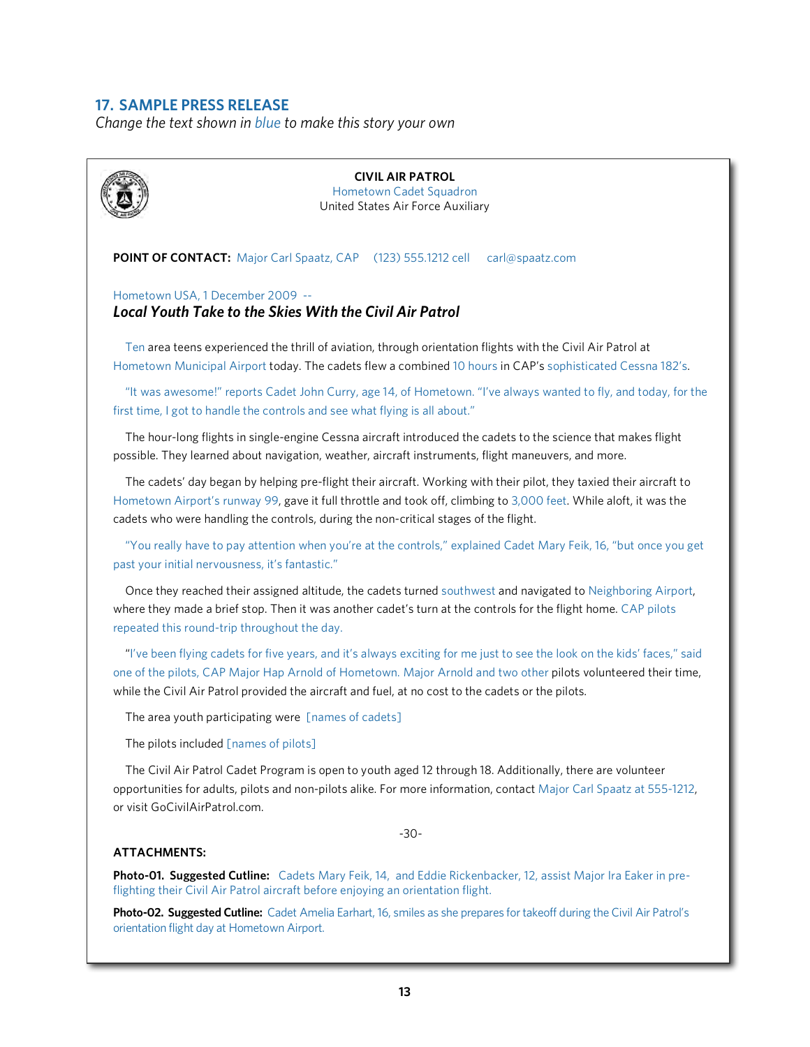## 17. SAMPLE PRESS RELEASE

*Change the text shown in blue to make this story your own*

**CIVIL AIR PATROL**
Hometown Cadet Squadron
United States Air Force Auxiliary

**POINT OF CONTACT:** Major Carl Spaatz, CAP (123) 555.1212 cell carl@spaatz.com

Hometown USA, 1 December 2009 --

***Local Youth Take to the Skies With the Civil Air Patrol***

Ten area teens experienced the thrill of aviation, through orientation flights with the Civil Air Patrol at Hometown Municipal Airport today. The cadets flew a combined 10 hours in CAP's sophisticated Cessna 182's.

"It was awesome!" reports Cadet John Curry, age 14, of Hometown. "I've always wanted to fly, and today, for the first time, I got to handle the controls and see what flying is all about."

The hour-long flights in single-engine Cessna aircraft introduced the cadets to the science that makes flight possible. They learned about navigation, weather, aircraft instruments, flight maneuvers, and more.

The cadets' day began by helping pre-flight their aircraft. Working with their pilot, they taxied their aircraft to Hometown Airport's runway 99, gave it full throttle and took off, climbing to 3,000 feet. While aloft, it was the cadets who were handling the controls, during the non-critical stages of the flight.

"You really have to pay attention when you're at the controls," explained Cadet Mary Feik, 16, "but once you get past your initial nervousness, it's fantastic."

Once they reached their assigned altitude, the cadets turned southwest and navigated to Neighboring Airport, where they made a brief stop. Then it was another cadet's turn at the controls for the flight home. CAP pilots repeated this round-trip throughout the day.

"I've been flying cadets for five years, and it's always exciting for me just to see the look on the kids' faces," said one of the pilots, CAP Major Hap Arnold of Hometown. Major Arnold and two other pilots volunteered their time, while the Civil Air Patrol provided the aircraft and fuel, at no cost to the cadets or the pilots.

The area youth participating were [names of cadets]

The pilots included [names of pilots]

The Civil Air Patrol Cadet Program is open to youth aged 12 through 18. Additionally, there are volunteer opportunities for adults, pilots and non-pilots alike. For more information, contact Major Carl Spaatz at 555-1212, or visit GoCivilAirPatrol.com.

-30-

**ATTACHMENTS:**

**Photo-01. Suggested Cutline:** Cadets Mary Feik, 14, and Eddie Rickenbacker, 12, assist Major Ira Eaker in pre-flighting their Civil Air Patrol aircraft before enjoying an orientation flight.

**Photo-02. Suggested Cutline:** Cadet Amelia Earhart, 16, smiles as she prepares for takeoff during the Civil Air Patrol's orientation flight day at Hometown Airport.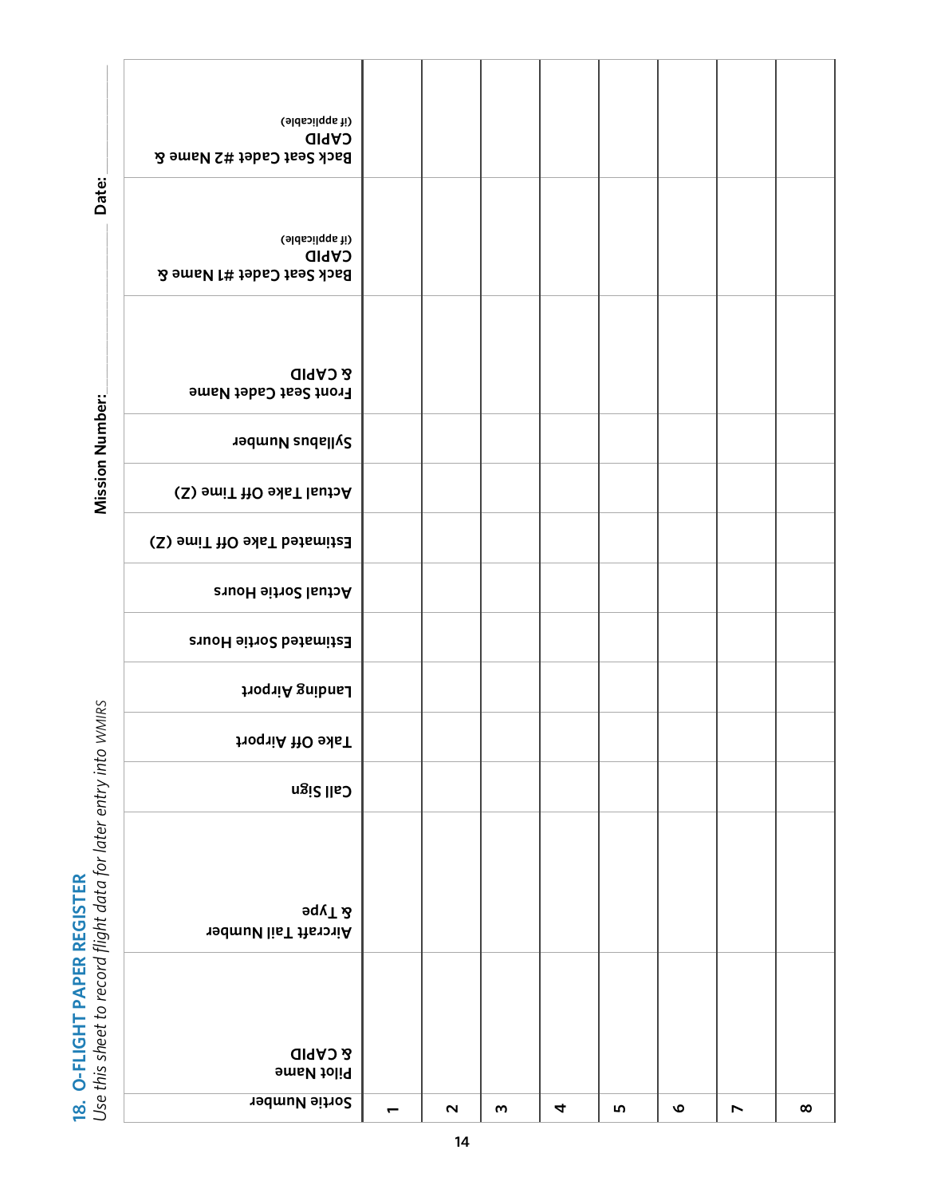## 18. O-FLIGHT PAPER REGISTER

*Use this sheet to record flight data for later entry into WMIRS*

**Mission Number:** ______________ **Date:** ______________

| Sortie Number | Pilot Name & CAPID | Aircraft Tail Number & Type | Call Sign | Take Off Airport | Landing Airport | Estimated Sortie Hours | Actual Sortie Hours | Estimated Take Off Time (Z) | Actual Take Off Time (Z) | Syllabus Number | Front Seat Cadet Name & CAPID | Back Seat Cadet #1 Name & CAPID (if applicable) | Back Seat Cadet #2 Name & CAPID (if applicable) |
|---|---|---|---|---|---|---|---|---|---|---|---|---|---|
| 1 | | | | | | | | | | | | | |
| 2 | | | | | | | | | | | | | |
| 3 | | | | | | | | | | | | | |
| 4 | | | | | | | | | | | | | |
| 5 | | | | | | | | | | | | | |
| 6 | | | | | | | | | | | | | |
| 7 | | | | | | | | | | | | | |
| 8 | | | | | | | | | | | | | |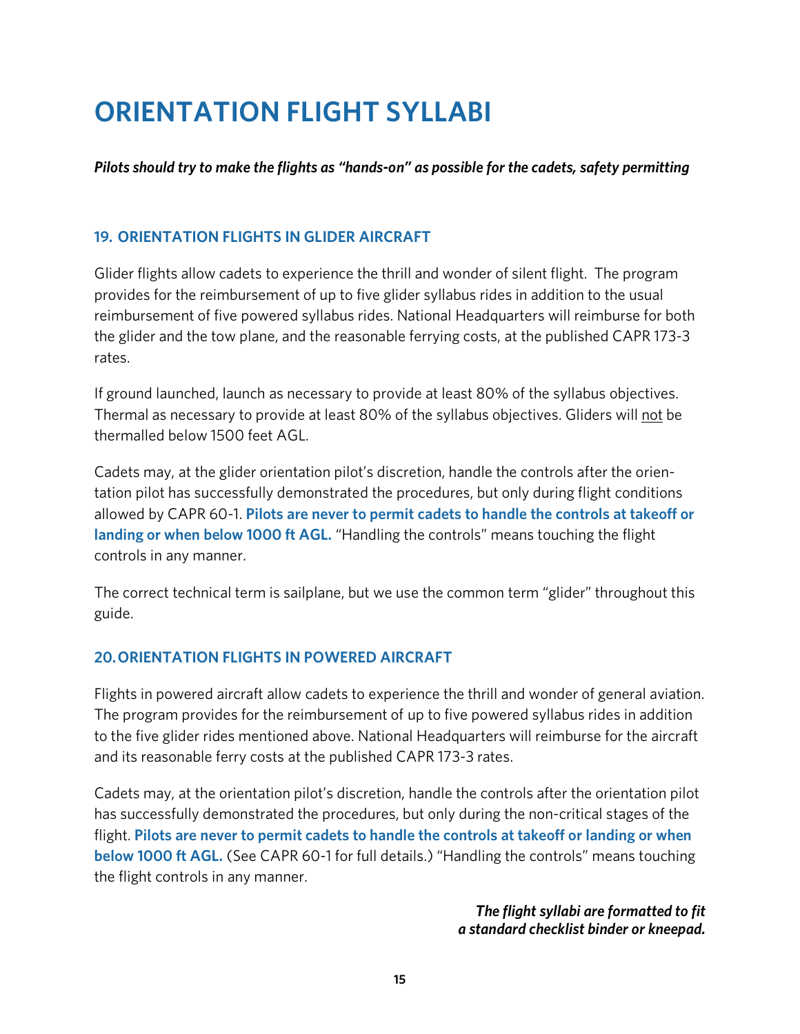# ORIENTATION FLIGHT SYLLABI

***Pilots should try to make the flights as "hands-on" as possible for the cadets, safety permitting***

## 19. ORIENTATION FLIGHTS IN GLIDER AIRCRAFT

Glider flights allow cadets to experience the thrill and wonder of silent flight. The program provides for the reimbursement of up to five glider syllabus rides in addition to the usual reimbursement of five powered syllabus rides. National Headquarters will reimburse for both the glider and the tow plane, and the reasonable ferrying costs, at the published CAPR 173-3 rates.

If ground launched, launch as necessary to provide at least 80% of the syllabus objectives. Thermal as necessary to provide at least 80% of the syllabus objectives. Gliders will not be thermalled below 1500 feet AGL.

Cadets may, at the glider orientation pilot's discretion, handle the controls after the orientation pilot has successfully demonstrated the procedures, but only during flight conditions allowed by CAPR 60-1. **Pilots are never to permit cadets to handle the controls at takeoff or landing or when below 1000 ft AGL.** "Handling the controls" means touching the flight controls in any manner.

The correct technical term is sailplane, but we use the common term "glider" throughout this guide.

## 20. ORIENTATION FLIGHTS IN POWERED AIRCRAFT

Flights in powered aircraft allow cadets to experience the thrill and wonder of general aviation. The program provides for the reimbursement of up to five powered syllabus rides in addition to the five glider rides mentioned above. National Headquarters will reimburse for the aircraft and its reasonable ferry costs at the published CAPR 173-3 rates.

Cadets may, at the orientation pilot's discretion, handle the controls after the orientation pilot has successfully demonstrated the procedures, but only during the non-critical stages of the flight. **Pilots are never to permit cadets to handle the controls at takeoff or landing or when below 1000 ft AGL.** (See CAPR 60-1 for full details.) "Handling the controls" means touching the flight controls in any manner.

***The flight syllabi are formatted to fit a standard checklist binder or kneepad.***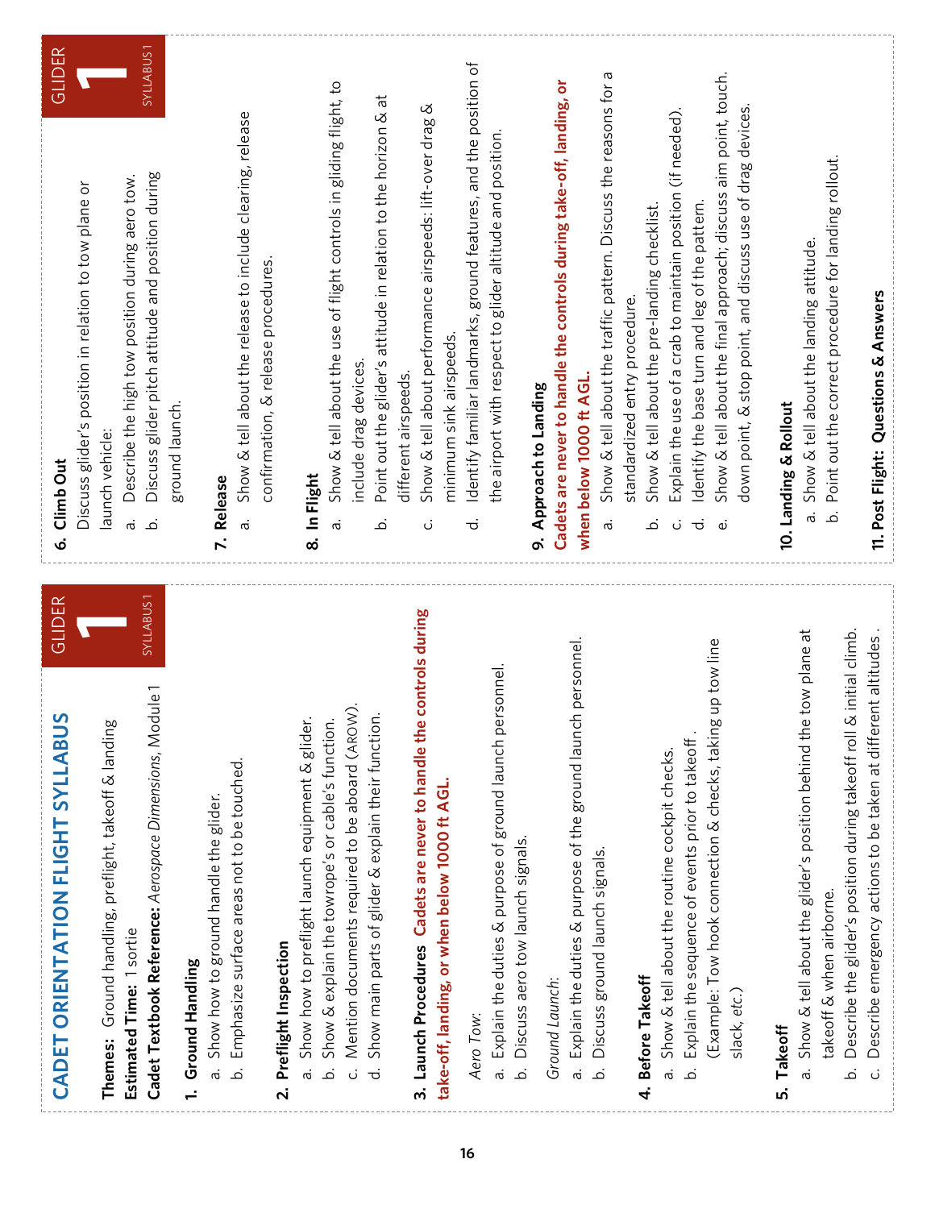# CADET ORIENTATION FLIGHT SYLLABUS

GLIDER 1 SYLLABUS 1

**Themes:** Ground handling, preflight, takeoff & landing
**Estimated Time:** 1 sortie
**Cadet Textbook Reference:** *Aerospace Dimensions*, Module 1

**1. Ground Handling**

a. Show how to ground handle the glider.
b. Emphasize surface areas not to be touched.

**2. Preflight Inspection**

a. Show how to preflight launch equipment & glider.
b. Show & explain the towrope's or cable's function.
c. Mention documents required to be aboard (ARROW).
d. Show main parts of glider & explain their function.

**3. Launch Procedures** **Cadets are never to handle the controls during take-off, landing, or when below 1000 ft AGL.**

*Aero Tow:*

a. Explain the duties & purpose of ground launch personnel.
b. Discuss aero tow launch signals.

*Ground Launch:*

a. Explain the duties & purpose of the ground launch personnel.
b. Discuss ground launch signals.

**4. Before Takeoff**

a. Show & tell about the routine cockpit checks.
b. Explain the sequence of events prior to takeoff. (Example: Tow hook connection & checks, taking up tow line slack, *etc.*)

**5. Takeoff**

a. Show & tell about the glider's position behind the tow plane at takeoff & when airborne.
b. Describe the glider's position during takeoff roll & initial climb.
c. Describe emergency actions to be taken at different altitudes.

**6. Climb Out**

Discuss glider's position in relation to tow plane or launch vehicle:

a. Describe the high tow position during aero tow.
b. Discuss glider pitch attitude and position during ground launch.

**7. Release**

a. Show & tell about the release to include clearing, release confirmation, & release procedures.

**8. In Flight**

a. Show & tell about the use of flight controls in gliding flight, to include drag devices.
b. Point out the glider's attitude in relation to the horizon & at different airspeeds.
c. Show & tell about performance airspeeds: lift-over drag & minimum sink airspeeds.
d. Identify familiar landmarks, ground features, and the position of the airport with respect to glider altitude and position.

**9. Approach to Landing**

**Cadets are never to handle the controls during take-off, landing, or when below 1000 ft AGL.**

a. Show & tell about the traffic pattern. Discuss the reasons for a standardized entry procedure.
b. Show & tell about the pre-landing checklist.
c. Explain the use of a crab to maintain position (if needed).
d. Identify the base turn and leg of the pattern.
e. Show & tell about the final approach; discuss aim point, touch-down point, & stop point, and discuss use of drag devices.

**10. Landing & Rollout**

a. Show & tell about the landing attitude.
b. Point out the correct procedure for landing rollout.

**11. Post Flight: Questions & Answers**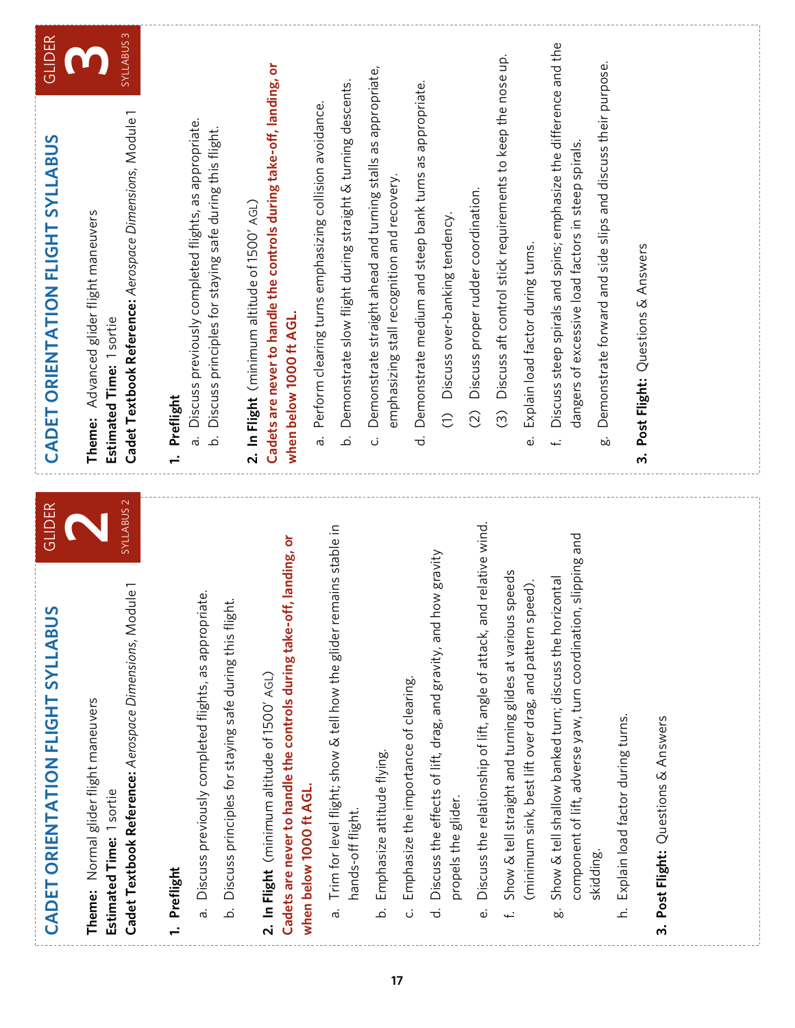# CADET ORIENTATION FLIGHT SYLLABUS

GLIDER **2** SYLLABUS 2

**Theme:** Normal glider flight maneuvers
**Estimated Time:** 1 sortie
**Cadet Textbook Reference:** *Aerospace Dimensions*, Module 1

**1. Preflight**

a. Discuss previously completed flights, as appropriate.

b. Discuss principles for staying safe during this flight.

**2. In Flight** (minimum altitude of 1500' AGL)

**Cadets are never to handle the controls during take-off, landing, or when below 1000 ft AGL.**

a. Trim for level flight; show & tell how the glider remains stable in hands-off flight.

b. Emphasize attitude flying.

c. Emphasize the importance of clearing.

d. Discuss the effects of lift, drag, and gravity, and how gravity propels the glider.

e. Discuss the relationship of lift, angle of attack, and relative wind.

f. Show & tell straight and turning glides at various speeds (minimum sink, best lift over drag, and pattern speed).

g. Show & tell shallow banked turn; discuss the horizontal component of lift, adverse yaw, turn coordination, slipping and skidding.

h. Explain load factor during turns.

**3. Post Flight:** Questions & Answers

# CADET ORIENTATION FLIGHT SYLLABUS

GLIDER **3** SYLLABUS 3

**Theme:** Advanced glider flight maneuvers
**Estimated Time:** 1 sortie
**Cadet Textbook Reference:** *Aerospace Dimensions*, Module 1

**1. Preflight**

a. Discuss previously completed flights, as appropriate.

b. Discuss principles for staying safe during this flight.

**2. In Flight** (minimum altitude of 1500' AGL)

**Cadets are never to handle the controls during take-off, landing, or when below 1000 ft AGL.**

a. Perform clearing turns emphasizing collision avoidance.

b. Demonstrate slow flight during straight & turning descents.

c. Demonstrate straight ahead and turning stalls as appropriate, emphasizing stall recognition and recovery.

d. Demonstrate medium and steep bank turns as appropriate.

(1) Discuss over-banking tendency.

(2) Discuss proper rudder coordination.

(3) Discuss aft control stick requirements to keep the nose up.

e. Explain load factor during turns.

f. Discuss steep spirals and spins; emphasize the difference and the dangers of excessive load factors in steep spirals.

g. Demonstrate forward and side slips and discuss their purpose.

**3. Post Flight:** Questions & Answers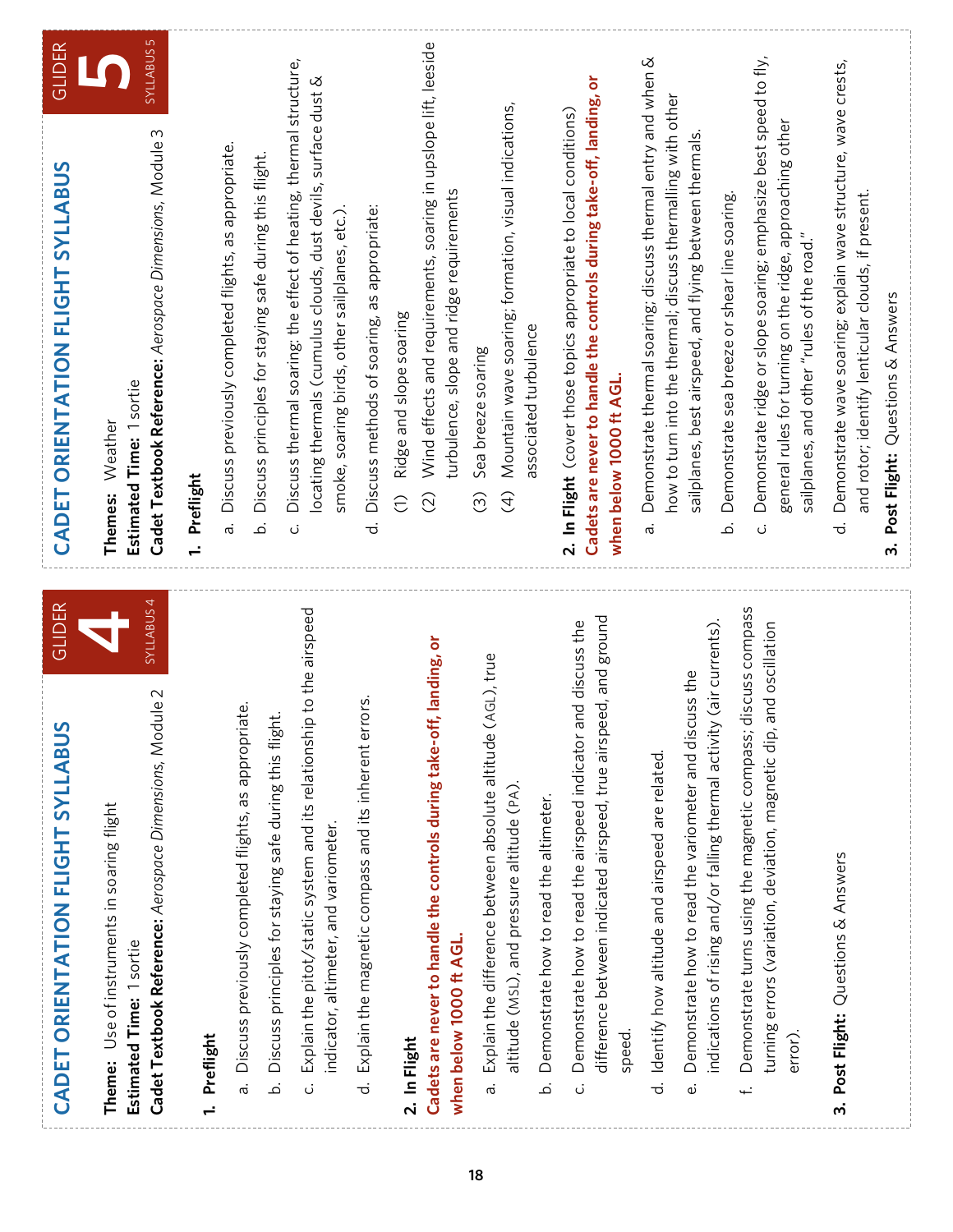## CADET ORIENTATION FLIGHT SYLLABUS

**GLIDER 4** — SYLLABUS 4

**Theme:** Use of instruments in soaring flight
**Estimated Time:** 1 sortie
**Cadet Textbook Reference:** *Aerospace Dimensions*, Module 2

**1. Preflight**

a. Discuss previously completed flights, as appropriate.

b. Discuss principles for staying safe during this flight.

c. Explain the pitot/static system and its relationship to the airspeed indicator, altimeter, and variometer.

d. Explain the magnetic compass and its inherent errors.

**2. In Flight**
**Cadets are never to handle the controls during take-off, landing, or when below 1000 ft AGL.**

a. Explain the difference between absolute altitude (AGL), true altitude (MSL), and pressure altitude (PA).

b. Demonstrate how to read the altimeter.

c. Demonstrate how to read the airspeed indicator and discuss the difference between indicated airspeed, true airspeed, and ground speed.

d. Identify how altitude and airspeed are related.

e. Demonstrate how to read the variometer and discuss the indications of rising and/or falling thermal activity (air currents).

f. Demonstrate turns using the magnetic compass; discuss compass turning errors (variation, deviation, magnetic dip, and oscillation error).

**3. Post Flight:** Questions & Answers

## CADET ORIENTATION FLIGHT SYLLABUS

**GLIDER 5** — SYLLABUS 5

**Themes:** Weather
**Estimated Time:** 1 sortie
**Cadet Textbook Reference:** *Aerospace Dimensions*, Module 3

**1. Preflight**

a. Discuss previously completed flights, as appropriate.

b. Discuss principles for staying safe during this flight.

c. Discuss thermal soaring: the effect of heating, thermal structure, locating thermals (cumulus clouds, dust devils, surface dust & smoke, soaring birds, other sailplanes, etc.).

d. Discuss methods of soaring, as appropriate:

(1) Ridge and slope soaring

(2) Wind effects and requirements, soaring in upslope lift, leeside turbulence, slope and ridge requirements

(3) Sea breeze soaring

(4) Mountain wave soaring; formation, visual indications, associated turbulence

**2. In Flight** (cover those topics appropriate to local conditions)
**Cadets are never to handle the controls during take-off, landing, or when below 1000 ft AGL.**

a. Demonstrate thermal soaring; discuss thermal entry and when & how to turn into the thermal; discuss thermalling with other sailplanes, best airspeed, and flying between thermals.

b. Demonstrate sea breeze or shear line soaring.

c. Demonstrate ridge or slope soaring; emphasize best speed to fly, general rules for turning on the ridge, approaching other sailplanes, and other "rules of the road."

d. Demonstrate wave soaring; explain wave structure, wave crests, and rotor; identify lenticular clouds, if present.

**3. Post Flight:** Questions & Answers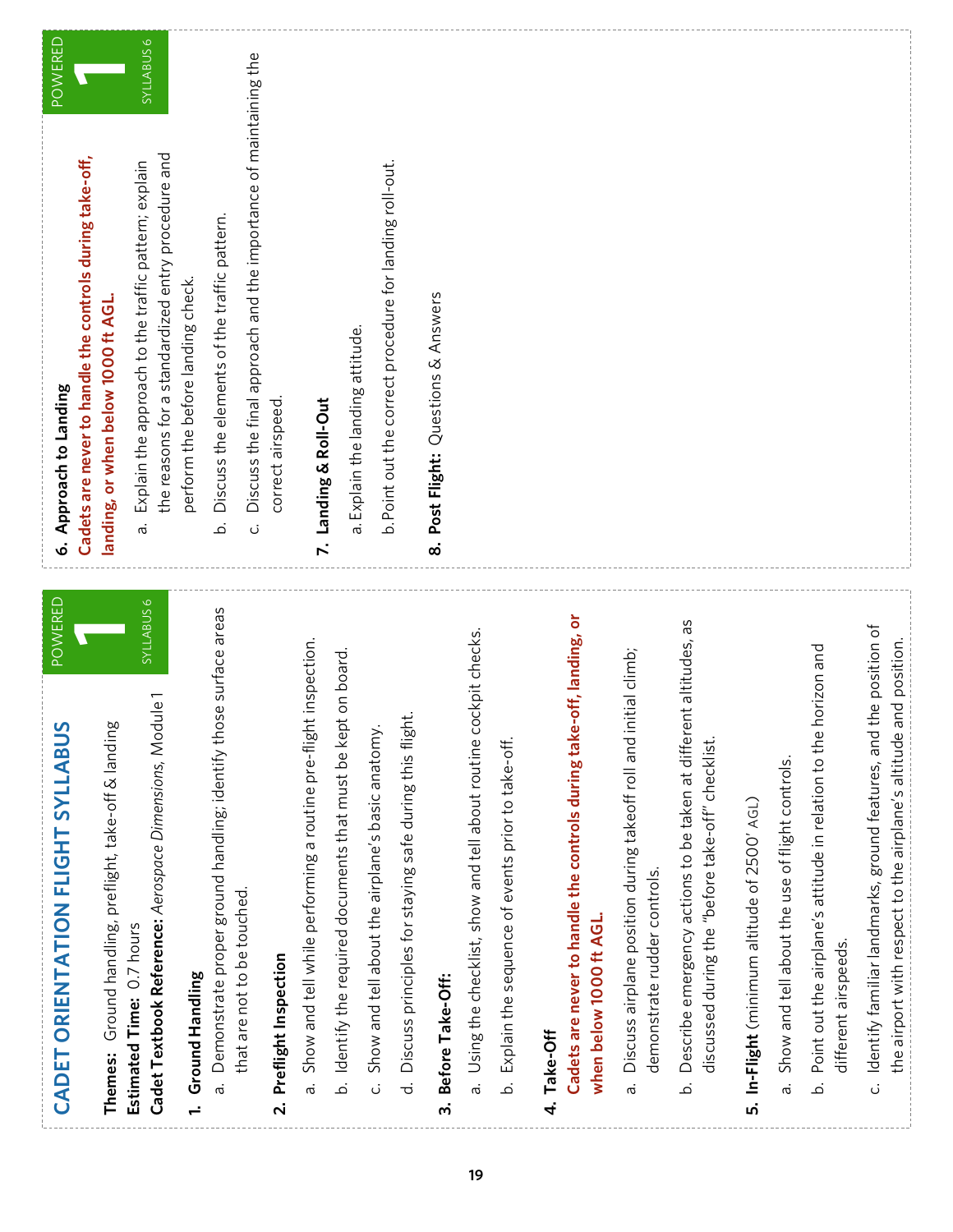# CADET ORIENTATION FLIGHT SYLLABUS

POWERED 1 SYLLABUS 6

**Themes:** Ground handling, preflight, take-off & landing
**Estimated Time:** 0.7 hours
**Cadet Textbook Reference:** *Aerospace Dimensions*, Module 1

**1. Ground Handling**

a. Demonstrate proper ground handling; identify those surface areas that are not to be touched.

**2. Preflight Inspection**

a. Show and tell while performing a routine pre-flight inspection.

b. Identify the required documents that must be kept on board.

c. Show and tell about the airplane's basic anatomy.

d. Discuss principles for staying safe during this flight.

**3. Before Take-Off:**

a. Using the checklist, show and tell about routine cockpit checks.

b. Explain the sequence of events prior to take-off.

**4. Take-Off**

**Cadets are never to handle the controls during take-off, landing, or when below 1000 ft AGL.**

a. Discuss airplane position during takeoff roll and initial climb; demonstrate rudder controls.

b. Describe emergency actions to be taken at different altitudes, as discussed during the "before take-off" checklist.

**5. In-Flight** (minimum altitude of 2500' AGL)

a. Show and tell about the use of flight controls.

b. Point out the airplane's attitude in relation to the horizon and different airspeeds.

c. Identify familiar landmarks, ground features, and the position of the airport with respect to the airplane's altitude and position.

**6. Approach to Landing**

**Cadets are never to handle the controls during take-off, landing, or when below 1000 ft AGL.**

a. Explain the approach to the traffic pattern; explain the reasons for a standardized entry procedure and perform the before landing check.

b. Discuss the elements of the traffic pattern.

c. Discuss the final approach and the importance of maintaining the correct airspeed.

**7. Landing & Roll-Out**

a. Explain the landing attitude.

b. Point out the correct procedure for landing roll-out.

**8. Post Flight:** Questions & Answers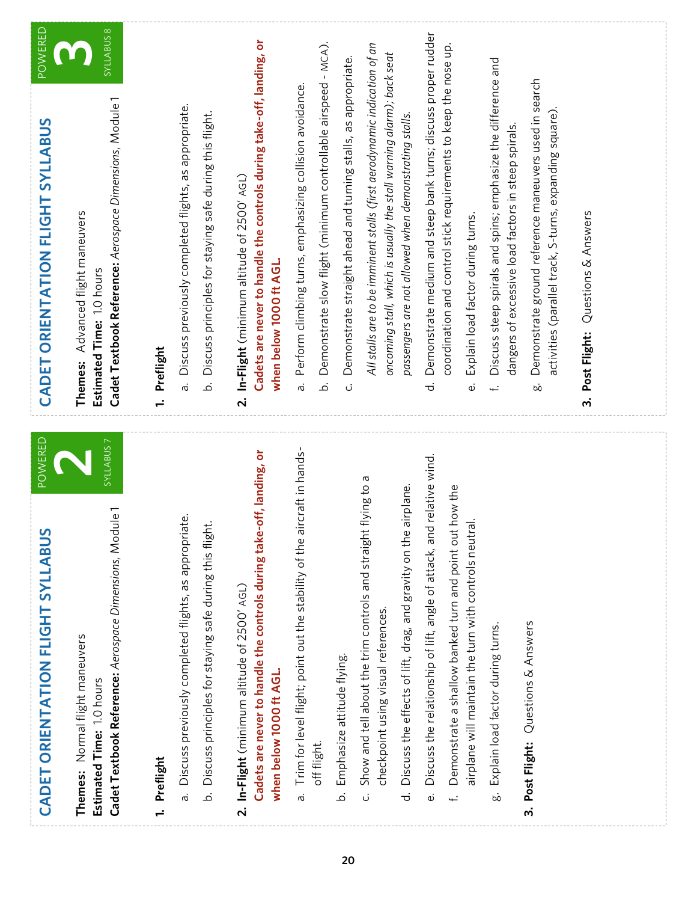## CADET ORIENTATION FLIGHT SYLLABUS

POWERED **2** SYLLABUS 7

**Themes:** Normal flight maneuvers
**Estimated Time:** 1.0 hours
**Cadet Textbook Reference:** *Aerospace Dimensions*, Module 1

**1. Preflight**

a. Discuss previously completed flights, as appropriate.

b. Discuss principles for staying safe during this flight.

**2. In-Flight** (minimum altitude of 2500' AGL)
**Cadets are never to handle the controls during take-off, landing, or when below 1000 ft AGL.**

a. Trim for level flight; point out the stability of the aircraft in hands-off flight.

b. Emphasize attitude flying.

c. Show and tell about the trim controls and straight flying to a checkpoint using visual references.

d. Discuss the effects of lift, drag, and gravity on the airplane.

e. Discuss the relationship of lift, angle of attack, and relative wind.

f. Demonstrate a shallow banked turn and point out how the airplane will maintain the turn with controls neutral.

g. Explain load factor during turns.

**3. Post Flight:** Questions & Answers

## CADET ORIENTATION FLIGHT SYLLABUS

POWERED **3** SYLLABUS 8

**Themes:** Advanced flight maneuvers
**Estimated Time:** 1.0 hours
**Cadet Textbook Reference:** *Aerospace Dimensions*, Module 1

**1. Preflight**

a. Discuss previously completed flights, as appropriate.

b. Discuss principles for staying safe during this flight.

**2. In-Flight** (minimum altitude of 2500' AGL)
**Cadets are never to handle the controls during take-off, landing, or when below 1000 ft AGL.**

a. Perform climbing turns, emphasizing collision avoidance.

b. Demonstrate slow flight (minimum controllable airspeed - MCA).

c. Demonstrate straight ahead and turning stalls, as appropriate.

*All stalls are to be imminent stalls (first aerodynamic indication of an oncoming stall, which is usually the stall warning alarm); back seat passengers are not allowed when demonstrating stalls.*

d. Demonstrate medium and steep bank turns; discuss proper rudder coordination and control stick requirements to keep the nose up.

e. Explain load factor during turns.

f. Discuss steep spirals and spins; emphasize the difference and dangers of excessive load factors in steep spirals.

g. Demonstrate ground reference maneuvers used in search activities (parallel track, S-turns, expanding square).

**3. Post Flight:** Questions & Answers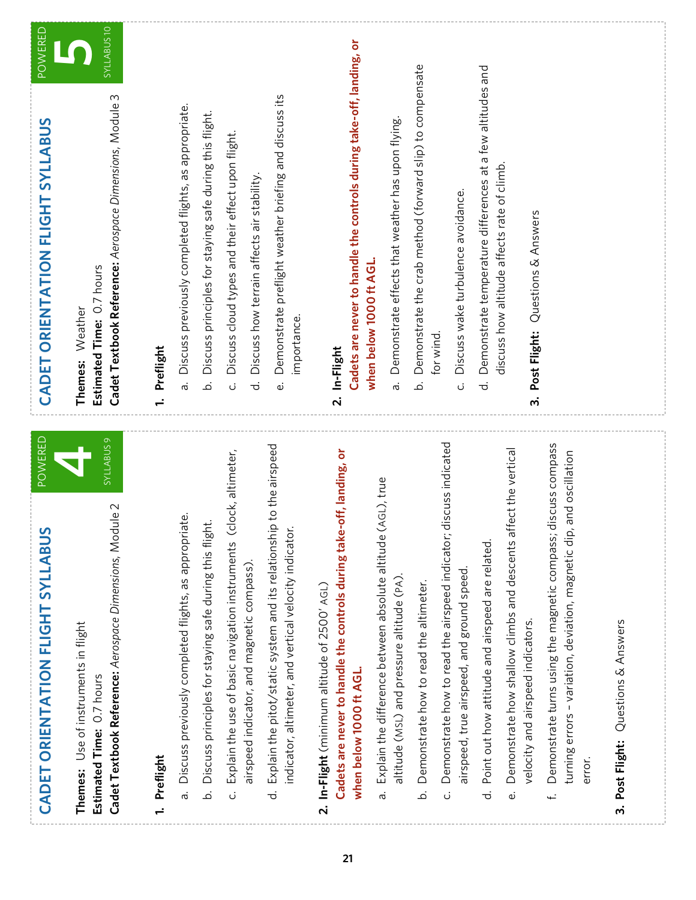# CADET ORIENTATION FLIGHT SYLLABUS

POWERED **4** SYLLABUS 9

**Themes:** Use of instruments in flight
**Estimated Time:** 0.7 hours
**Cadet Textbook Reference:** *Aerospace Dimensions*, Module 2

**1. Preflight**

a. Discuss previously completed flights, as appropriate.
b. Discuss principles for staying safe during this flight.
c. Explain the use of basic navigation instruments (clock, altimeter, airspeed indicator, and magnetic compass).
d. Explain the pitot/static system and its relationship to the airspeed indicator, altimeter, and vertical velocity indicator.

**2. In-Flight** (minimum altitude of 2500' AGL)
**Cadets are never to handle the controls during take-off, landing, or when below 1000 ft AGL.**

a. Explain the difference between absolute altitude (AGL), true altitude (MSL) and pressure altitude (PA).
b. Demonstrate how to read the altimeter.
c. Demonstrate how to read the airspeed indicator; discuss indicated airspeed, true airspeed, and ground speed.
d. Point out how attitude and airspeed are related.
e. Demonstrate how shallow climbs and descents affect the vertical velocity and airspeed indicators.
f. Demonstrate turns using the magnetic compass; discuss compass turning errors – variation, deviation, magnetic dip, and oscillation error.

**3. Post Flight:** Questions & Answers

# CADET ORIENTATION FLIGHT SYLLABUS

POWERED **5** SYLLABUS 10

**Themes:** Weather
**Estimated Time:** 0.7 hours
**Cadet Textbook Reference:** *Aerospace Dimensions*, Module 3

**1. Preflight**

a. Discuss previously completed flights, as appropriate.
b. Discuss principles for staying safe during this flight.
c. Discuss cloud types and their effect upon flight.
d. Discuss how terrain affects air stability.
e. Demonstrate preflight weather briefing and discuss its importance.

**2. In-Flight**
**Cadets are never to handle the controls during take-off, landing, or when below 1000 ft AGL.**

a. Demonstrate effects that weather has upon flying.
b. Demonstrate the crab method (forward slip) to compensate for wind.
c. Discuss wake turbulence avoidance.
d. Demonstrate temperature differences at a few altitudes and discuss how altitude affects rate of climb.

**3. Post Flight:** Questions & Answers